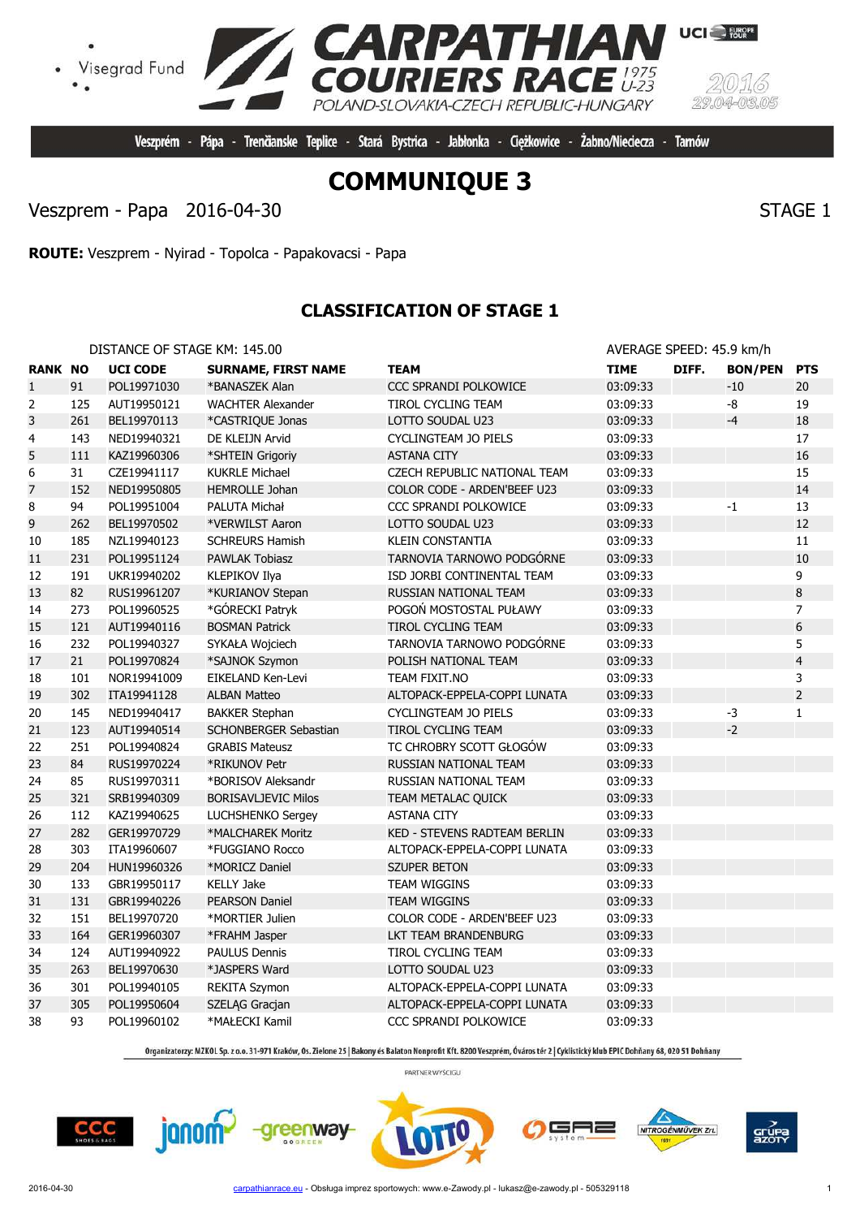# COMMUNIQUE 3

Veszprem - Papa 2016-04-30 STAGE 1

**ROUTE:** Veszprem - Nyirad - Topolca - Papakovacsi - Papa

## CLASSIFICATION OF STAGE 1

DISTANCE OF STAGE KM: 145.00 AVERAGE SPEED: 45.9 km/h

| RANK | NO | UCI CODE | SURNAME, FIRST NAME | TEAM | TIME | DIFF. | BON/PEN | PTS |
|---|---|---|---|---|---|---|---|---|
| 1 | 91 | POL19971030 | *BANASZEK Alan | CCC SPRANDI POLKOWICE | 03:09:33 | | -10 | 20 |
| 2 | 125 | AUT19950121 | WACHTER Alexander | TIROL CYCLING TEAM | 03:09:33 | | -8 | 19 |
| 3 | 261 | BEL19970113 | *CASTRIQUE Jonas | LOTTO SOUDAL U23 | 03:09:33 | | -4 | 18 |
| 4 | 143 | NED19940321 | DE KLEIJN Arvid | CYCLINGTEAM JO PIELS | 03:09:33 | | | 17 |
| 5 | 111 | KAZ19960306 | *SHTEIN Grigoriy | ASTANA CITY | 03:09:33 | | | 16 |
| 6 | 31 | CZE19941117 | KUKRLE Michael | CZECH REPUBLIC NATIONAL TEAM | 03:09:33 | | | 15 |
| 7 | 152 | NED19950805 | HEMROLLE Johan | COLOR CODE - ARDEN'BEEF U23 | 03:09:33 | | | 14 |
| 8 | 94 | POL19951004 | PALUTA Michał | CCC SPRANDI POLKOWICE | 03:09:33 | | -1 | 13 |
| 9 | 262 | BEL19970502 | *VERWILST Aaron | LOTTO SOUDAL U23 | 03:09:33 | | | 12 |
| 10 | 185 | NZL19940123 | SCHREURS Hamish | KLEIN CONSTANTIA | 03:09:33 | | | 11 |
| 11 | 231 | POL19951124 | PAWLAK Tobiasz | TARNOVIA TARNOWO PODGÓRNE | 03:09:33 | | | 10 |
| 12 | 191 | UKR19940202 | KLEPIKOV Ilya | ISD JORBI CONTINENTAL TEAM | 03:09:33 | | | 9 |
| 13 | 82 | RUS19961207 | *KURIANOV Stepan | RUSSIAN NATIONAL TEAM | 03:09:33 | | | 8 |
| 14 | 273 | POL19960525 | *GÓRECKI Patryk | POGOŃ MOSTOSTAL PUŁAWY | 03:09:33 | | | 7 |
| 15 | 121 | AUT19940116 | BOSMAN Patrick | TIROL CYCLING TEAM | 03:09:33 | | | 6 |
| 16 | 232 | POL19940327 | SYKAŁA Wojciech | TARNOVIA TARNOWO PODGÓRNE | 03:09:33 | | | 5 |
| 17 | 21 | POL19970824 | *SAJNOK Szymon | POLISH NATIONAL TEAM | 03:09:33 | | | 4 |
| 18 | 101 | NOR19941009 | EIKELAND Ken-Levi | TEAM FIXIT.NO | 03:09:33 | | | 3 |
| 19 | 302 | ITA19941128 | ALBAN Matteo | ALTOPACK-EPPELA-COPPI LUNATA | 03:09:33 | | | 2 |
| 20 | 145 | NED19940417 | BAKKER Stephan | CYCLINGTEAM JO PIELS | 03:09:33 | | -3 | 1 |
| 21 | 123 | AUT19940514 | SCHONBERGER Sebastian | TIROL CYCLING TEAM | 03:09:33 | | -2 | |
| 22 | 251 | POL19940824 | GRABIS Mateusz | TC CHROBRY SCOTT GŁOGÓW | 03:09:33 | | | |
| 23 | 84 | RUS19970224 | *RIKUNOV Petr | RUSSIAN NATIONAL TEAM | 03:09:33 | | | |
| 24 | 85 | RUS19970311 | *BORISOV Aleksandr | RUSSIAN NATIONAL TEAM | 03:09:33 | | | |
| 25 | 321 | SRB19940309 | BORISAVLJEVIC Milos | TEAM METALAC QUICK | 03:09:33 | | | |
| 26 | 112 | KAZ19940625 | LUCHSHENKO Sergey | ASTANA CITY | 03:09:33 | | | |
| 27 | 282 | GER19970729 | *MALCHAREK Moritz | KED - STEVENS RADTEAM BERLIN | 03:09:33 | | | |
| 28 | 303 | ITA19960607 | *FUGGIANO Rocco | ALTOPACK-EPPELA-COPPI LUNATA | 03:09:33 | | | |
| 29 | 204 | HUN19960326 | *MORICZ Daniel | SZUPER BETON | 03:09:33 | | | |
| 30 | 133 | GBR19950117 | KELLY Jake | TEAM WIGGINS | 03:09:33 | | | |
| 31 | 131 | GBR19940226 | PEARSON Daniel | TEAM WIGGINS | 03:09:33 | | | |
| 32 | 151 | BEL19970720 | *MORTIER Julien | COLOR CODE - ARDEN'BEEF U23 | 03:09:33 | | | |
| 33 | 164 | GER19960307 | *FRAHM Jasper | LKT TEAM BRANDENBURG | 03:09:33 | | | |
| 34 | 124 | AUT19940922 | PAULUS Dennis | TIROL CYCLING TEAM | 03:09:33 | | | |
| 35 | 263 | BEL19970630 | *JASPERS Ward | LOTTO SOUDAL U23 | 03:09:33 | | | |
| 36 | 301 | POL19940105 | REKITA Szymon | ALTOPACK-EPPELA-COPPI LUNATA | 03:09:33 | | | |
| 37 | 305 | POL19950604 | SZELĄG Gracjan | ALTOPACK-EPPELA-COPPI LUNATA | 03:09:33 | | | |
| 38 | 93 | POL19960102 | *MAŁECKI Kamil | CCC SPRANDI POLKOWICE | 03:09:33 | | | |

Organizatorzy: MZKOL Sp. z o.o. 31-971 Kraków, Os. Zielone 25 | Bakony és Balaton Nonprofit Kft. 8200 Veszprém, Óváros tér 2 | Cyklistický klub EPIC Dohňany 68, 020 51 Dohňany

PARTNER WYŚCIGU

2016-04-30 carpathianrace.eu - Obsługa imprez sportowych: www.e-Zawody.pl - lukasz@e-zawody.pl - 505329118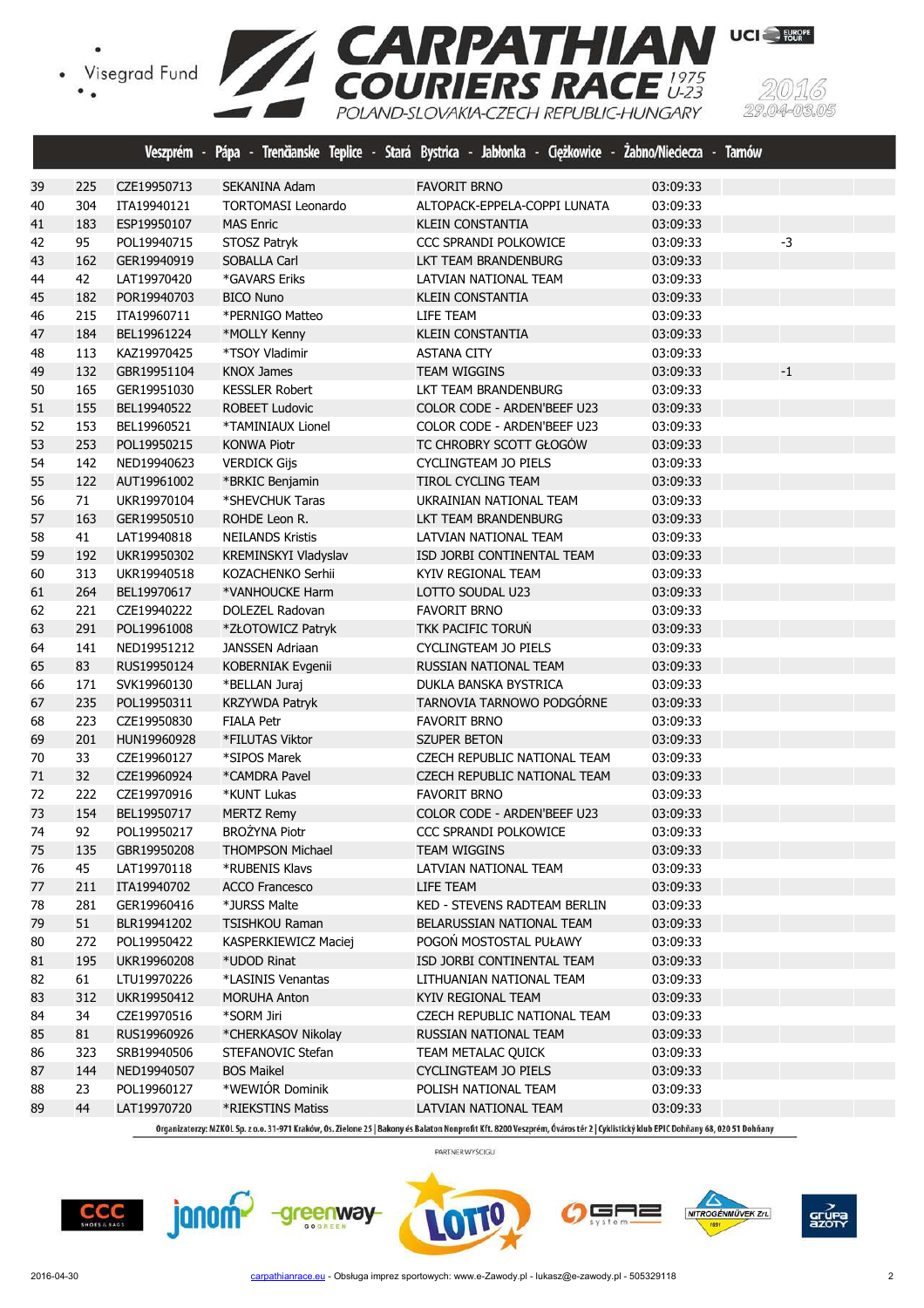Veszprém - Pápa - Trenčianske Teplice - Stará Bystrica - Jabłonka - Ciężkowice - Żabno/Nieciecza - Tarnów

| | | | | | | | |
|---|---|---|---|---|---|---|---|
| 39 | 225 | CZE19950713 | SEKANINA Adam | FAVORIT BRNO | 03:09:33 | | |
| 40 | 304 | ITA19940121 | TORTOMASI Leonardo | ALTOPACK-EPPELA-COPPI LUNATA | 03:09:33 | | |
| 41 | 183 | ESP19950107 | MAS Enric | KLEIN CONSTANTIA | 03:09:33 | | |
| 42 | 95 | POL19940715 | STOSZ Patryk | CCC SPRANDI POLKOWICE | 03:09:33 | | -3 |
| 43 | 162 | GER19940919 | SOBALLA Carl | LKT TEAM BRANDENBURG | 03:09:33 | | |
| 44 | 42 | LAT19970420 | *GAVARS Eriks | LATVIAN NATIONAL TEAM | 03:09:33 | | |
| 45 | 182 | POR19940703 | BICO Nuno | KLEIN CONSTANTIA | 03:09:33 | | |
| 46 | 215 | ITA19960711 | *PERNIGO Matteo | LIFE TEAM | 03:09:33 | | |
| 47 | 184 | BEL19961224 | *MOLLY Kenny | KLEIN CONSTANTIA | 03:09:33 | | |
| 48 | 113 | KAZ19970425 | *TSOY Vladimir | ASTANA CITY | 03:09:33 | | |
| 49 | 132 | GBR19951104 | KNOX James | TEAM WIGGINS | 03:09:33 | | -1 |
| 50 | 165 | GER19951030 | KESSLER Robert | LKT TEAM BRANDENBURG | 03:09:33 | | |
| 51 | 155 | BEL19940522 | ROBEET Ludovic | COLOR CODE - ARDEN'BEEF U23 | 03:09:33 | | |
| 52 | 153 | BEL19960521 | *TAMINIAUX Lionel | COLOR CODE - ARDEN'BEEF U23 | 03:09:33 | | |
| 53 | 253 | POL19950215 | KONWA Piotr | TC CHROBRY SCOTT GŁOGÓW | 03:09:33 | | |
| 54 | 142 | NED19940623 | VERDICK Gijs | CYCLINGTEAM JO PIELS | 03:09:33 | | |
| 55 | 122 | AUT19961002 | *BRKIC Benjamin | TIROL CYCLING TEAM | 03:09:33 | | |
| 56 | 71 | UKR19970104 | *SHEVCHUK Taras | UKRAINIAN NATIONAL TEAM | 03:09:33 | | |
| 57 | 163 | GER19950510 | ROHDE Leon R. | LKT TEAM BRANDENBURG | 03:09:33 | | |
| 58 | 41 | LAT19940818 | NEILANDS Kristis | LATVIAN NATIONAL TEAM | 03:09:33 | | |
| 59 | 192 | UKR19950302 | KREMINSKYI Vladyslav | ISD JORBI CONTINENTAL TEAM | 03:09:33 | | |
| 60 | 313 | UKR19940518 | KOZACHENKO Serhii | KYIV REGIONAL TEAM | 03:09:33 | | |
| 61 | 264 | BEL19970617 | *VANHOUCKE Harm | LOTTO SOUDAL U23 | 03:09:33 | | |
| 62 | 221 | CZE19940222 | DOLEZEL Radovan | FAVORIT BRNO | 03:09:33 | | |
| 63 | 291 | POL19961008 | *ZŁOTOWICZ Patryk | TKK PACIFIC TORUŃ | 03:09:33 | | |
| 64 | 141 | NED19951212 | JANSSEN Adriaan | CYCLINGTEAM JO PIELS | 03:09:33 | | |
| 65 | 83 | RUS19950124 | KOBERNIAK Evgenii | RUSSIAN NATIONAL TEAM | 03:09:33 | | |
| 66 | 171 | SVK19960130 | *BELLAN Juraj | DUKLA BANSKA BYSTRICA | 03:09:33 | | |
| 67 | 235 | POL19950311 | KRZYWDA Patryk | TARNOVIA TARNOWO PODGÓRNE | 03:09:33 | | |
| 68 | 223 | CZE19950830 | FIALA Petr | FAVORIT BRNO | 03:09:33 | | |
| 69 | 201 | HUN19960928 | *FILUTAS Viktor | SZUPER BETON | 03:09:33 | | |
| 70 | 33 | CZE19960127 | *SIPOS Marek | CZECH REPUBLIC NATIONAL TEAM | 03:09:33 | | |
| 71 | 32 | CZE19960924 | *CAMDRA Pavel | CZECH REPUBLIC NATIONAL TEAM | 03:09:33 | | |
| 72 | 222 | CZE19970916 | *KUNT Lukas | FAVORIT BRNO | 03:09:33 | | |
| 73 | 154 | BEL19950717 | MERTZ Remy | COLOR CODE - ARDEN'BEEF U23 | 03:09:33 | | |
| 74 | 92 | POL19950217 | BROŻYNA Piotr | CCC SPRANDI POLKOWICE | 03:09:33 | | |
| 75 | 135 | GBR19950208 | THOMPSON Michael | TEAM WIGGINS | 03:09:33 | | |
| 76 | 45 | LAT19970118 | *RUBENIS Klavs | LATVIAN NATIONAL TEAM | 03:09:33 | | |
| 77 | 211 | ITA19940702 | ACCO Francesco | LIFE TEAM | 03:09:33 | | |
| 78 | 281 | GER19960416 | *JURSS Malte | KED - STEVENS RADTEAM BERLIN | 03:09:33 | | |
| 79 | 51 | BLR19941202 | TSISHKOU Raman | BELARUSSIAN NATIONAL TEAM | 03:09:33 | | |
| 80 | 272 | POL19950422 | KASPERKIEWICZ Maciej | POGOŃ MOSTOSTAL PUŁAWY | 03:09:33 | | |
| 81 | 195 | UKR19960208 | *UDOD Rinat | ISD JORBI CONTINENTAL TEAM | 03:09:33 | | |
| 82 | 61 | LTU19970226 | *LASINIS Venantas | LITHUANIAN NATIONAL TEAM | 03:09:33 | | |
| 83 | 312 | UKR19950412 | MORUHA Anton | KYIV REGIONAL TEAM | 03:09:33 | | |
| 84 | 34 | CZE19970516 | *SORM Jiri | CZECH REPUBLIC NATIONAL TEAM | 03:09:33 | | |
| 85 | 81 | RUS19960926 | *CHERKASOV Nikolay | RUSSIAN NATIONAL TEAM | 03:09:33 | | |
| 86 | 323 | SRB19940506 | STEFANOVIC Stefan | TEAM METALAC QUICK | 03:09:33 | | |
| 87 | 144 | NED19940507 | BOS Maikel | CYCLINGTEAM JO PIELS | 03:09:33 | | |
| 88 | 23 | POL19960127 | *WEWIÓR Dominik | POLISH NATIONAL TEAM | 03:09:33 | | |
| 89 | 44 | LAT19970720 | *RIEKSTINS Matiss | LATVIAN NATIONAL TEAM | 03:09:33 | | |

Organizatorzy: MZKOL Sp. z o.o. 31-971 Kraków, Os. Zielone 25 | Bakony és Balaton Nonprofit Kft. 8200 Veszprém, Óváros tér 2 | Cyklistický klub EPIC Dohňany 68, 020 51 Dohňany

PARTNER WYSCIGU

2016-04-30 carpathianrace.eu - Obsługa imprez sportowych: www.e-Zawody.pl - lukasz@e-zawody.pl - 505329118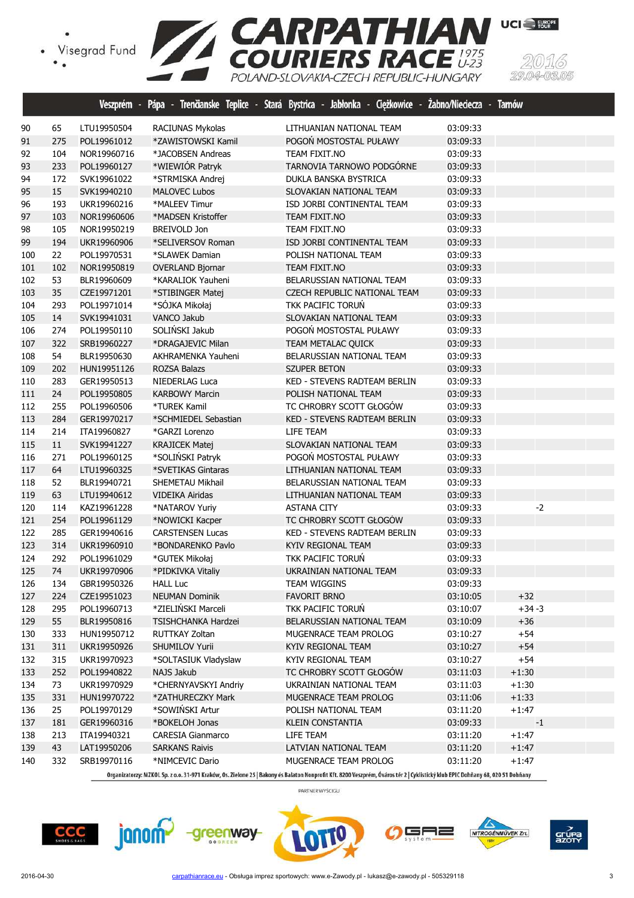# CARPATHIAN COURIERS RACE 1975 U-23

POLAND-SLOVAKIA-CZECH REPUBLIC-HUNGARY

2016 29.04-03.05

Veszprém - Pápa - Trenčianske Teplice - Stará Bystrica - Jabłonka - Ciężkowice - Żabno/Nieciecza - Tarnów

| | | | | | | | |
|---|---|---|---|---|---|---|---|
| 90 | 65 | LTU19950504 | RACIUNAS Mykolas | LITHUANIAN NATIONAL TEAM | 03:09:33 | | |
| 91 | 275 | POL19961012 | *ZAWISTOWSKI Kamil | POGOŃ MOSTOSTAL PUŁAWY | 03:09:33 | | |
| 92 | 104 | NOR19960716 | *JACOBSEN Andreas | TEAM FIXIT.NO | 03:09:33 | | |
| 93 | 233 | POL19960127 | *WIEWIÓR Patryk | TARNOVIA TARNOWO PODGÓRNE | 03:09:33 | | |
| 94 | 172 | SVK19961022 | *STRMISKA Andrej | DUKLA BANSKA BYSTRICA | 03:09:33 | | |
| 95 | 15 | SVK19940210 | MALOVEC Lubos | SLOVAKIAN NATIONAL TEAM | 03:09:33 | | |
| 96 | 193 | UKR19960216 | *MALEEV Timur | ISD JORBI CONTINENTAL TEAM | 03:09:33 | | |
| 97 | 103 | NOR19960606 | *MADSEN Kristoffer | TEAM FIXIT.NO | 03:09:33 | | |
| 98 | 105 | NOR19950219 | BREIVOLD Jon | TEAM FIXIT.NO | 03:09:33 | | |
| 99 | 194 | UKR19960906 | *SELIVERSOV Roman | ISD JORBI CONTINENTAL TEAM | 03:09:33 | | |
| 100 | 22 | POL19970531 | *SLAWEK Damian | POLISH NATIONAL TEAM | 03:09:33 | | |
| 101 | 102 | NOR19950819 | OVERLAND Bjornar | TEAM FIXIT.NO | 03:09:33 | | |
| 102 | 53 | BLR19960609 | *KARALIOK Yauheni | BELARUSSIAN NATIONAL TEAM | 03:09:33 | | |
| 103 | 35 | CZE19971201 | *STIBINGER Matej | CZECH REPUBLIC NATIONAL TEAM | 03:09:33 | | |
| 104 | 293 | POL19971014 | *SÓJKA Mikołaj | TKK PACIFIC TORUŃ | 03:09:33 | | |
| 105 | 14 | SVK19941031 | VANCO Jakub | SLOVAKIAN NATIONAL TEAM | 03:09:33 | | |
| 106 | 274 | POL19950110 | SOLIŃSKI Jakub | POGOŃ MOSTOSTAL PUŁAWY | 03:09:33 | | |
| 107 | 322 | SRB19960227 | *DRAGAJEVIC Milan | TEAM METALAC QUICK | 03:09:33 | | |
| 108 | 54 | BLR19950630 | AKHRAMENKA Yauheni | BELARUSSIAN NATIONAL TEAM | 03:09:33 | | |
| 109 | 202 | HUN19951126 | ROZSA Balazs | SZUPER BETON | 03:09:33 | | |
| 110 | 283 | GER19950513 | NIEDERLAG Luca | KED - STEVENS RADTEAM BERLIN | 03:09:33 | | |
| 111 | 24 | POL19950805 | KARBOWY Marcin | POLISH NATIONAL TEAM | 03:09:33 | | |
| 112 | 255 | POL19960506 | *TUREK Kamil | TC CHROBRY SCOTT GŁOGÓW | 03:09:33 | | |
| 113 | 284 | GER19970217 | *SCHMIEDEL Sebastian | KED - STEVENS RADTEAM BERLIN | 03:09:33 | | |
| 114 | 214 | ITA19960827 | *GARZI Lorenzo | LIFE TEAM | 03:09:33 | | |
| 115 | 11 | SVK19941227 | KRAJICEK Matej | SLOVAKIAN NATIONAL TEAM | 03:09:33 | | |
| 116 | 271 | POL19960125 | *SOLIŃSKI Patryk | POGOŃ MOSTOSTAL PUŁAWY | 03:09:33 | | |
| 117 | 64 | LTU19960325 | *SVETIKAS Gintaras | LITHUANIAN NATIONAL TEAM | 03:09:33 | | |
| 118 | 52 | BLR19940721 | SHEMETAU Mikhail | BELARUSSIAN NATIONAL TEAM | 03:09:33 | | |
| 119 | 63 | LTU19940612 | VIDEIKA Airidas | LITHUANIAN NATIONAL TEAM | 03:09:33 | | |
| 120 | 114 | KAZ19961228 | *NATAROV Yuriy | ASTANA CITY | 03:09:33 | | -2 |
| 121 | 254 | POL19961129 | *NOWICKI Kacper | TC CHROBRY SCOTT GŁOGÓW | 03:09:33 | | |
| 122 | 285 | GER19940616 | CARSTENSEN Lucas | KED - STEVENS RADTEAM BERLIN | 03:09:33 | | |
| 123 | 314 | UKR19960910 | *BONDARENKO Pavlo | KYIV REGIONAL TEAM | 03:09:33 | | |
| 124 | 292 | POL19961029 | *GUTEK Mikołaj | TKK PACIFIC TORUŃ | 03:09:33 | | |
| 125 | 74 | UKR19970906 | *PIDKIVKA Vitaliy | UKRAINIAN NATIONAL TEAM | 03:09:33 | | |
| 126 | 134 | GBR19950326 | HALL Luc | TEAM WIGGINS | 03:09:33 | | |
| 127 | 224 | CZE19951023 | NEUMAN Dominik | FAVORIT BRNO | 03:10:05 | +32 | |
| 128 | 295 | POL19960713 | *ZIELIŃSKI Marceli | TKK PACIFIC TORUŃ | 03:10:07 | +34 | -3 |
| 129 | 55 | BLR19950816 | TSISHCHANKA Hardzei | BELARUSSIAN NATIONAL TEAM | 03:10:09 | +36 | |
| 130 | 333 | HUN19950712 | RUTTKAY Zoltan | MUGENRACE TEAM PROLOG | 03:10:27 | +54 | |
| 131 | 311 | UKR19950926 | SHUMILOV Yurii | KYIV REGIONAL TEAM | 03:10:27 | +54 | |
| 132 | 315 | UKR19970923 | *SOLTASIUK Vladyslaw | KYIV REGIONAL TEAM | 03:10:27 | +54 | |
| 133 | 252 | POL19940822 | NAJS Jakub | TC CHROBRY SCOTT GŁOGÓW | 03:11:03 | +1:30 | |
| 134 | 73 | UKR19970929 | *CHERNYAVSKYI Andriy | UKRAINIAN NATIONAL TEAM | 03:11:03 | +1:30 | |
| 135 | 331 | HUN19970722 | *ZATHURECZKY Mark | MUGENRACE TEAM PROLOG | 03:11:06 | +1:33 | |
| 136 | 25 | POL19970129 | *SOWIŃSKI Artur | POLISH NATIONAL TEAM | 03:11:20 | +1:47 | |
| 137 | 181 | GER19960316 | *BOKELOH Jonas | KLEIN CONSTANTIA | 03:09:33 | | -1 |
| 138 | 213 | ITA19940321 | CARESIA Gianmarco | LIFE TEAM | 03:11:20 | +1:47 | |
| 139 | 43 | LAT19950206 | SARKANS Raivis | LATVIAN NATIONAL TEAM | 03:11:20 | +1:47 | |
| 140 | 332 | SRB19970116 | *NIMCEVIC Dario | MUGENRACE TEAM PROLOG | 03:11:20 | +1:47 | |

Organizatorzy: MZKOL Sp. z o.o. 31-971 Kraków, Os. Zielone 25 | Bakony és Balaton Nonprofit Kft. 8200 Veszprém, Óváros tér 2 | Cyklistický klub EPIC Dohňany 68, 020 51 Dohňany

PARTNER WYŚCIGU

2016-04-30 carpathianrace.eu - Obsługa imprez sportowych: www.e-Zawody.pl - lukasz@e-zawody.pl - 505329118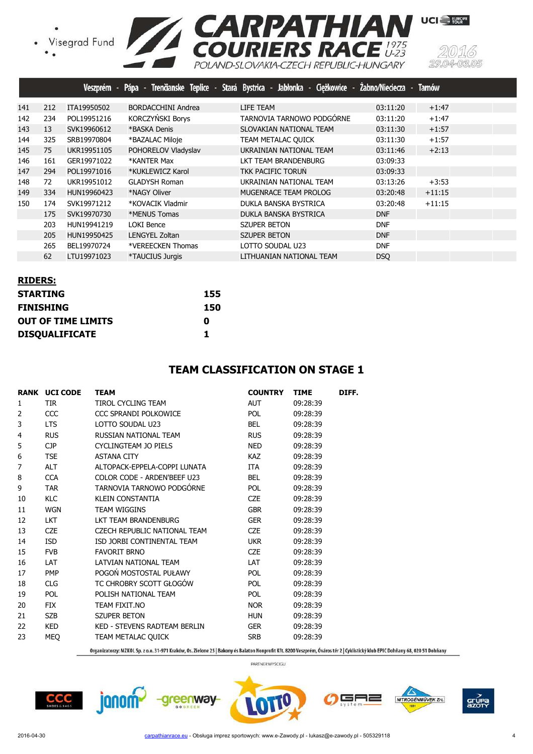| | | | | | | |
|---|---|---|---|---|---|---|
| 141 | 212 | ITA19950502 | BORDACCHINI Andrea | LIFE TEAM | 03:11:20 | +1:47 |
| 142 | 234 | POL19951216 | KORCZYŃSKI Borys | TARNOVIA TARNOWO PODGÓRNE | 03:11:20 | +1:47 |
| 143 | 13 | SVK19960612 | *BASKA Denis | SLOVAKIAN NATIONAL TEAM | 03:11:30 | +1:57 |
| 144 | 325 | SRB19970804 | *BAZALAC Miloje | TEAM METALAC QUICK | 03:11:30 | +1:57 |
| 145 | 75 | UKR19951105 | POHORELOV Vladyslav | UKRAINIAN NATIONAL TEAM | 03:11:46 | +2:13 |
| 146 | 161 | GER19971022 | *KANTER Max | LKT TEAM BRANDENBURG | 03:09:33 | |
| 147 | 294 | POL19971016 | *KUKLEWICZ Karol | TKK PACIFIC TORUŃ | 03:09:33 | |
| 148 | 72 | UKR19951012 | GLADYSH Roman | UKRAINIAN NATIONAL TEAM | 03:13:26 | +3:53 |
| 149 | 334 | HUN19960423 | *NAGY Oliver | MUGENRACE TEAM PROLOG | 03:20:48 | +11:15 |
| 150 | 174 | SVK19971212 | *KOVACIK Vladmir | DUKLA BANSKA BYSTRICA | 03:20:48 | +11:15 |
| | 175 | SVK19970730 | *MENUS Tomas | DUKLA BANSKA BYSTRICA | DNF | |
| | 203 | HUN19941219 | LOKI Bence | SZUPER BETON | DNF | |
| | 205 | HUN19950425 | LENGYEL Zoltan | SZUPER BETON | DNF | |
| | 265 | BEL19970724 | *VEREECKEN Thomas | LOTTO SOUDAL U23 | DNF | |
| | 62 | LTU19971023 | *TAUCIUS Jurgis | LITHUANIAN NATIONAL TEAM | DSQ | |

**RIDERS:**

| | |
|---|---|
| **STARTING** | **155** |
| **FINISHING** | **150** |
| **OUT OF TIME LIMITS** | **0** |
| **DISQUALIFICATE** | **1** |

## TEAM CLASSIFICATION ON STAGE 1

| RANK | UCI CODE | TEAM | COUNTRY | TIME | DIFF. |
|---|---|---|---|---|---|
| 1 | TIR | TIROL CYCLING TEAM | AUT | 09:28:39 | |
| 2 | CCC | CCC SPRANDI POLKOWICE | POL | 09:28:39 | |
| 3 | LTS | LOTTO SOUDAL U23 | BEL | 09:28:39 | |
| 4 | RUS | RUSSIAN NATIONAL TEAM | RUS | 09:28:39 | |
| 5 | CJP | CYCLINGTEAM JO PIELS | NED | 09:28:39 | |
| 6 | TSE | ASTANA CITY | KAZ | 09:28:39 | |
| 7 | ALT | ALTOPACK-EPPELA-COPPI LUNATA | ITA | 09:28:39 | |
| 8 | CCA | COLOR CODE - ARDEN'BEEF U23 | BEL | 09:28:39 | |
| 9 | TAR | TARNOVIA TARNOWO PODGÓRNE | POL | 09:28:39 | |
| 10 | KLC | KLEIN CONSTANTIA | CZE | 09:28:39 | |
| 11 | WGN | TEAM WIGGINS | GBR | 09:28:39 | |
| 12 | LKT | LKT TEAM BRANDENBURG | GER | 09:28:39 | |
| 13 | CZE | CZECH REPUBLIC NATIONAL TEAM | CZE | 09:28:39 | |
| 14 | ISD | ISD JORBI CONTINENTAL TEAM | UKR | 09:28:39 | |
| 15 | FVB | FAVORIT BRNO | CZE | 09:28:39 | |
| 16 | LAT | LATVIAN NATIONAL TEAM | LAT | 09:28:39 | |
| 17 | PMP | POGOŃ MOSTOSTAL PUŁAWY | POL | 09:28:39 | |
| 18 | CLG | TC CHROBRY SCOTT GŁOGÓW | POL | 09:28:39 | |
| 19 | POL | POLISH NATIONAL TEAM | POL | 09:28:39 | |
| 20 | FIX | TEAM FIXIT.NO | NOR | 09:28:39 | |
| 21 | SZB | SZUPER BETON | HUN | 09:28:39 | |
| 22 | KED | KED - STEVENS RADTEAM BERLIN | GER | 09:28:39 | |
| 23 | MEQ | TEAM METALAC QUICK | SRB | 09:28:39 | |

Organizatorzy: MZKOL Sp. z o.o. 31-971 Kraków, Os. Zielone 25 | Bakony és Balaton Nonprofit Kft. 8200 Veszprém, Óváros tér 2 | Cyklistický klub EPIC Dohňany 68, 020 51 Dohňany

PARTNER WYŚCIGU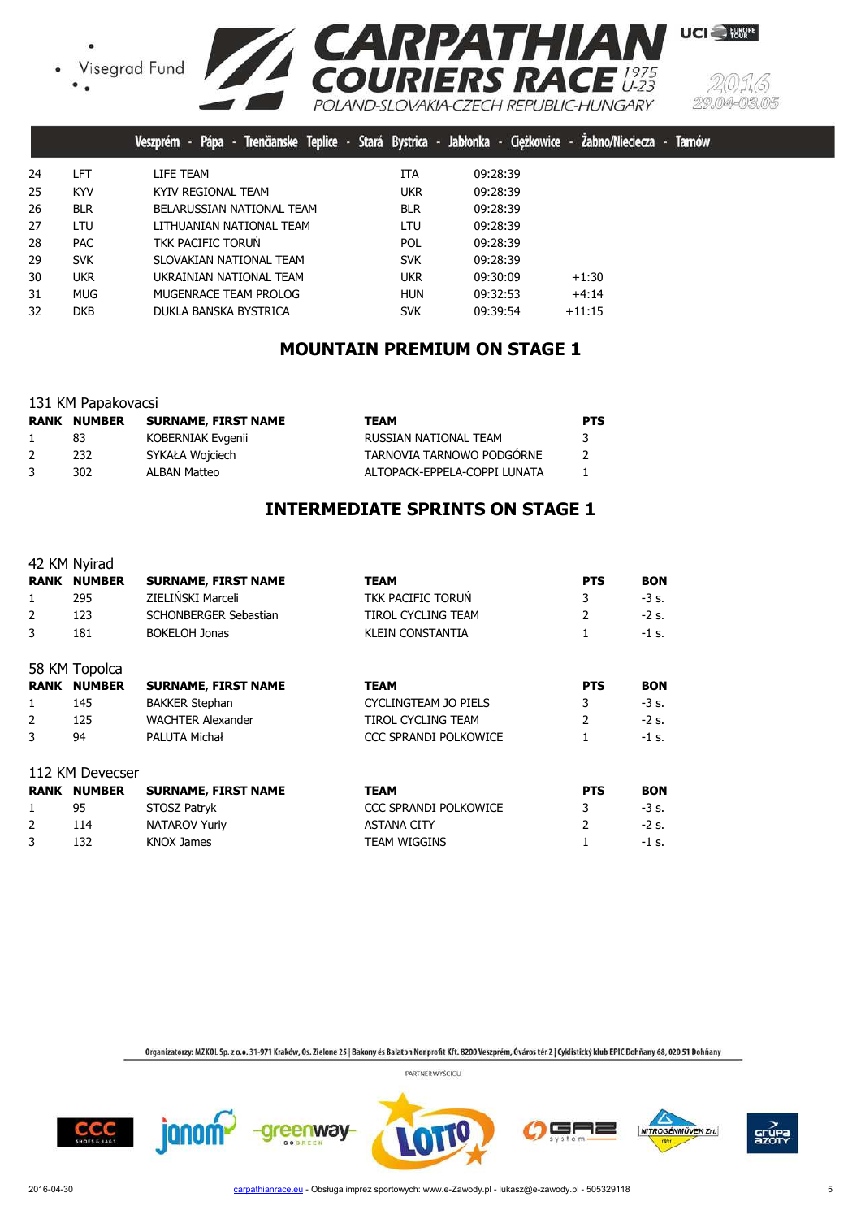| | | | | | |
|---|---|---|---|---|---|
| 24 | LFT | LIFE TEAM | ITA | 09:28:39 | |
| 25 | KYV | KYIV REGIONAL TEAM | UKR | 09:28:39 | |
| 26 | BLR | BELARUSSIAN NATIONAL TEAM | BLR | 09:28:39 | |
| 27 | LTU | LITHUANIAN NATIONAL TEAM | LTU | 09:28:39 | |
| 28 | PAC | TKK PACIFIC TORUŃ | POL | 09:28:39 | |
| 29 | SVK | SLOVAKIAN NATIONAL TEAM | SVK | 09:28:39 | |
| 30 | UKR | UKRAINIAN NATIONAL TEAM | UKR | 09:30:09 | +1:30 |
| 31 | MUG | MUGENRACE TEAM PROLOG | HUN | 09:32:53 | +4:14 |
| 32 | DKB | DUKLA BANSKA BYSTRICA | SVK | 09:39:54 | +11:15 |

## MOUNTAIN PREMIUM ON STAGE 1

131 KM Papakovacsi

| RANK | NUMBER | SURNAME, FIRST NAME | TEAM | PTS |
|---|---|---|---|---|
| 1 | 83 | KOBERNIAK Evgenii | RUSSIAN NATIONAL TEAM | 3 |
| 2 | 232 | SYKAŁA Wojciech | TARNOVIA TARNOWO PODGÓRNE | 2 |
| 3 | 302 | ALBAN Matteo | ALTOPACK-EPPELA-COPPI LUNATA | 1 |

## INTERMEDIATE SPRINTS ON STAGE 1

42 KM Nyirad

| RANK | NUMBER | SURNAME, FIRST NAME | TEAM | PTS | BON |
|---|---|---|---|---|---|
| 1 | 295 | ZIELIŃSKI Marceli | TKK PACIFIC TORUŃ | 3 | -3 s. |
| 2 | 123 | SCHONBERGER Sebastian | TIROL CYCLING TEAM | 2 | -2 s. |
| 3 | 181 | BOKELOH Jonas | KLEIN CONSTANTIA | 1 | -1 s. |

58 KM Topolca

| RANK | NUMBER | SURNAME, FIRST NAME | TEAM | PTS | BON |
|---|---|---|---|---|---|
| 1 | 145 | BAKKER Stephan | CYCLINGTEAM JO PIELS | 3 | -3 s. |
| 2 | 125 | WACHTER Alexander | TIROL CYCLING TEAM | 2 | -2 s. |
| 3 | 94 | PALUTA Michał | CCC SPRANDI POLKOWICE | 1 | -1 s. |

112 KM Devecser

| RANK | NUMBER | SURNAME, FIRST NAME | TEAM | PTS | BON |
|---|---|---|---|---|---|
| 1 | 95 | STOSZ Patryk | CCC SPRANDI POLKOWICE | 3 | -3 s. |
| 2 | 114 | NATAROV Yuriy | ASTANA CITY | 2 | -2 s. |
| 3 | 132 | KNOX James | TEAM WIGGINS | 1 | -1 s. |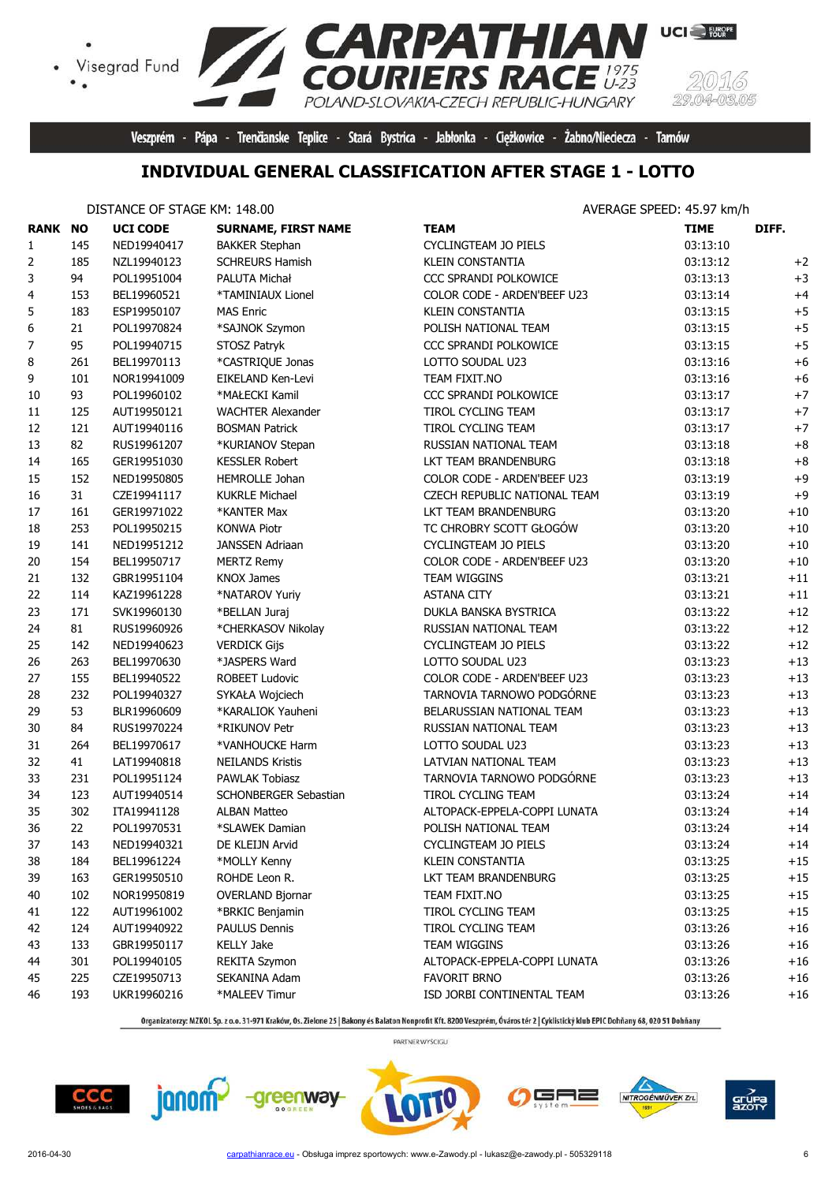# CARPATHIAN COURIERS RACE 1975 U-23

POLAND-SLOVAKIA-CZECH REPUBLIC-HUNGARY

2016 29.04-03.05

Veszprém - Pápa - Trenčianske Teplice - Stará Bystrica - Jabłonka - Ciężkowice - Żabno/Nieciecza - Tarnów

## INDIVIDUAL GENERAL CLASSIFICATION AFTER STAGE 1 - LOTTO

DISTANCE OF STAGE KM: 148.00

AVERAGE SPEED: 45.97 km/h

| RANK | NO | UCI CODE | SURNAME, FIRST NAME | TEAM | TIME | DIFF. |
|---|---|---|---|---|---|---|
| 1 | 145 | NED19940417 | BAKKER Stephan | CYCLINGTEAM JO PIELS | 03:13:10 | |
| 2 | 185 | NZL19940123 | SCHREURS Hamish | KLEIN CONSTANTIA | 03:13:12 | +2 |
| 3 | 94 | POL19951004 | PALUTA Michał | CCC SPRANDI POLKOWICE | 03:13:13 | +3 |
| 4 | 153 | BEL19960521 | *TAMINIAUX Lionel | COLOR CODE - ARDEN'BEEF U23 | 03:13:14 | +4 |
| 5 | 183 | ESP19950107 | MAS Enric | KLEIN CONSTANTIA | 03:13:15 | +5 |
| 6 | 21 | POL19970824 | *SAJNOK Szymon | POLISH NATIONAL TEAM | 03:13:15 | +5 |
| 7 | 95 | POL19940715 | STOSZ Patryk | CCC SPRANDI POLKOWICE | 03:13:15 | +5 |
| 8 | 261 | BEL19970113 | *CASTRIQUE Jonas | LOTTO SOUDAL U23 | 03:13:16 | +6 |
| 9 | 101 | NOR19941009 | EIKELAND Ken-Levi | TEAM FIXIT.NO | 03:13:16 | +6 |
| 10 | 93 | POL19960102 | *MAŁECKI Kamil | CCC SPRANDI POLKOWICE | 03:13:17 | +7 |
| 11 | 125 | AUT19950121 | WACHTER Alexander | TIROL CYCLING TEAM | 03:13:17 | +7 |
| 12 | 121 | AUT19940116 | BOSMAN Patrick | TIROL CYCLING TEAM | 03:13:17 | +7 |
| 13 | 82 | RUS19961207 | *KURIANOV Stepan | RUSSIAN NATIONAL TEAM | 03:13:18 | +8 |
| 14 | 165 | GER19951030 | KESSLER Robert | LKT TEAM BRANDENBURG | 03:13:18 | +8 |
| 15 | 152 | NED19950805 | HEMROLLE Johan | COLOR CODE - ARDEN'BEEF U23 | 03:13:19 | +9 |
| 16 | 31 | CZE19941117 | KUKRLE Michael | CZECH REPUBLIC NATIONAL TEAM | 03:13:19 | +9 |
| 17 | 161 | GER19971022 | *KANTER Max | LKT TEAM BRANDENBURG | 03:13:20 | +10 |
| 18 | 253 | POL19950215 | KONWA Piotr | TC CHROBRY SCOTT GŁOGÓW | 03:13:20 | +10 |
| 19 | 141 | NED19951212 | JANSSEN Adriaan | CYCLINGTEAM JO PIELS | 03:13:20 | +10 |
| 20 | 154 | BEL19950717 | MERTZ Remy | COLOR CODE - ARDEN'BEEF U23 | 03:13:20 | +10 |
| 21 | 132 | GBR19951104 | KNOX James | TEAM WIGGINS | 03:13:21 | +11 |
| 22 | 114 | KAZ19961228 | *NATAROV Yuriy | ASTANA CITY | 03:13:21 | +11 |
| 23 | 171 | SVK19960130 | *BELLAN Juraj | DUKLA BANSKA BYSTRICA | 03:13:22 | +12 |
| 24 | 81 | RUS19960926 | *CHERKASOV Nikolay | RUSSIAN NATIONAL TEAM | 03:13:22 | +12 |
| 25 | 142 | NED19940623 | VERDICK Gijs | CYCLINGTEAM JO PIELS | 03:13:22 | +12 |
| 26 | 263 | BEL19970630 | *JASPERS Ward | LOTTO SOUDAL U23 | 03:13:23 | +13 |
| 27 | 155 | BEL19940522 | ROBEET Ludovic | COLOR CODE - ARDEN'BEEF U23 | 03:13:23 | +13 |
| 28 | 232 | POL19940327 | SYKAŁA Wojciech | TARNOVIA TARNOWO PODGÓRNE | 03:13:23 | +13 |
| 29 | 53 | BLR19960609 | *KARALIOK Yauheni | BELARUSSIAN NATIONAL TEAM | 03:13:23 | +13 |
| 30 | 84 | RUS19970224 | *RIKUNOV Petr | RUSSIAN NATIONAL TEAM | 03:13:23 | +13 |
| 31 | 264 | BEL19970617 | *VANHOUCKE Harm | LOTTO SOUDAL U23 | 03:13:23 | +13 |
| 32 | 41 | LAT19940818 | NEILANDS Kristis | LATVIAN NATIONAL TEAM | 03:13:23 | +13 |
| 33 | 231 | POL19951124 | PAWLAK Tobiasz | TARNOVIA TARNOWO PODGÓRNE | 03:13:23 | +13 |
| 34 | 123 | AUT19940514 | SCHONBERGER Sebastian | TIROL CYCLING TEAM | 03:13:24 | +14 |
| 35 | 302 | ITA19941128 | ALBAN Matteo | ALTOPACK-EPPELA-COPPI LUNATA | 03:13:24 | +14 |
| 36 | 22 | POL19970531 | *SLAWEK Damian | POLISH NATIONAL TEAM | 03:13:24 | +14 |
| 37 | 143 | NED19940321 | DE KLEIJN Arvid | CYCLINGTEAM JO PIELS | 03:13:24 | +14 |
| 38 | 184 | BEL19961224 | *MOLLY Kenny | KLEIN CONSTANTIA | 03:13:25 | +15 |
| 39 | 163 | GER19950510 | ROHDE Leon R. | LKT TEAM BRANDENBURG | 03:13:25 | +15 |
| 40 | 102 | NOR19950819 | OVERLAND Bjornar | TEAM FIXIT.NO | 03:13:25 | +15 |
| 41 | 122 | AUT19961002 | *BRKIC Benjamin | TIROL CYCLING TEAM | 03:13:25 | +15 |
| 42 | 124 | AUT19940922 | PAULUS Dennis | TIROL CYCLING TEAM | 03:13:26 | +16 |
| 43 | 133 | GBR19950117 | KELLY Jake | TEAM WIGGINS | 03:13:26 | +16 |
| 44 | 301 | POL19940105 | REKITA Szymon | ALTOPACK-EPPELA-COPPI LUNATA | 03:13:26 | +16 |
| 45 | 225 | CZE19950713 | SEKANINA Adam | FAVORIT BRNO | 03:13:26 | +16 |
| 46 | 193 | UKR19960216 | *MALEEV Timur | ISD JORBI CONTINENTAL TEAM | 03:13:26 | +16 |

Organizatorzy: MZKOL Sp. z o.o. 31-971 Kraków, Os. Zielone 25 | Bakony és Balaton Nonprofit Kft. 8200 Veszprém, Óváros tér 2 | Cyklistický klub EPIC Dohňany 68, 020 51 Dohňany

PARTNER WYSCIGU

2016-04-30 carpathianrace.eu - Obsługa imprez sportowych: www.e-Zawody.pl - lukasz@e-zawody.pl - 505329118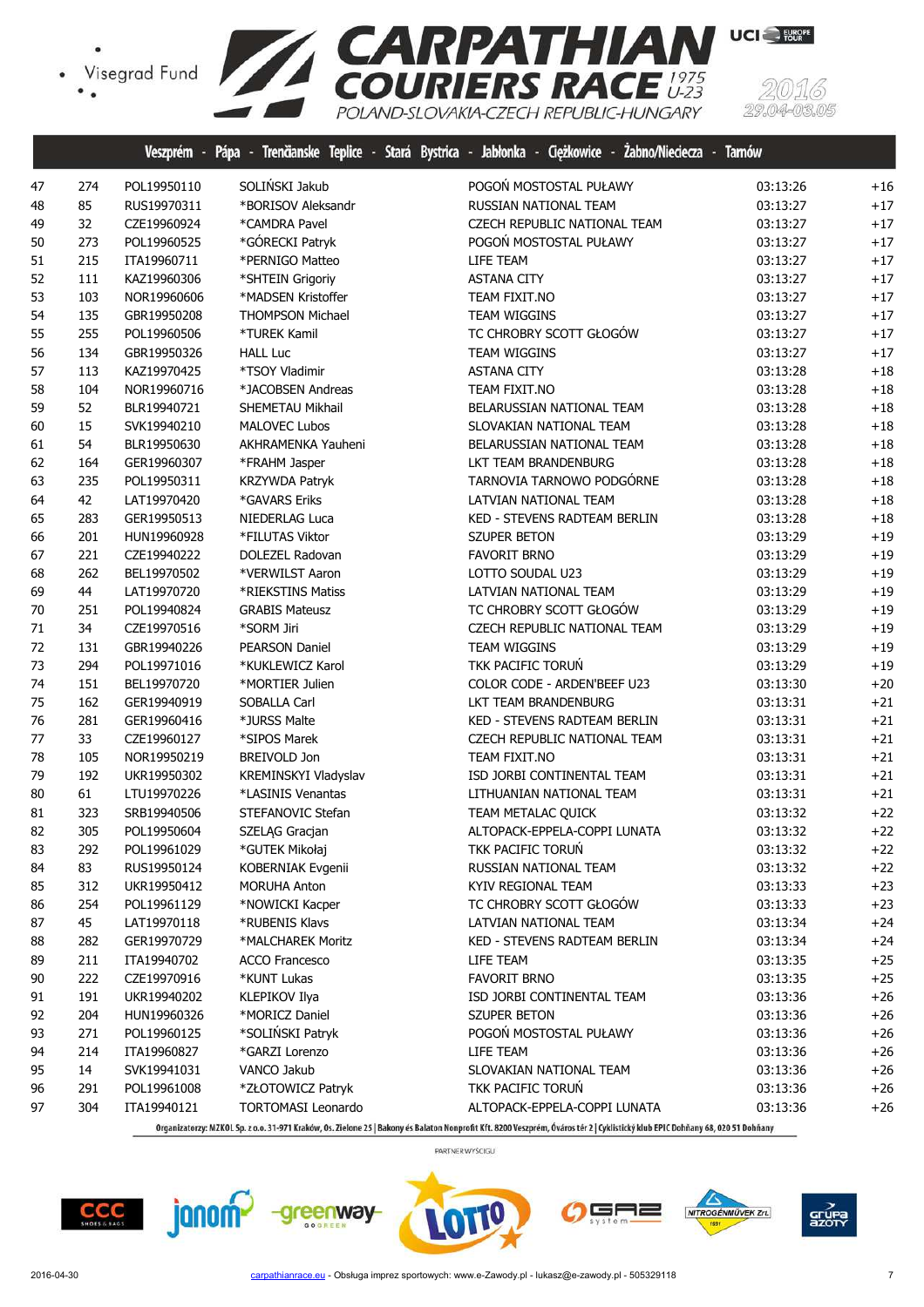Veszprém - Pápa - Trenčianske Teplice - Stará Bystrica - Jabłonka - Ciężkowice - Żabno/Nieciecza - Tarnów

| | | | | | | |
|---|---|---|---|---|---|---|
| 47 | 274 | POL19950110 | SOLIŃSKI Jakub | POGOŃ MOSTOSTAL PUŁAWY | 03:13:26 | +16 |
| 48 | 85 | RUS19970311 | *BORISOV Aleksandr | RUSSIAN NATIONAL TEAM | 03:13:27 | +17 |
| 49 | 32 | CZE19960924 | *CAMDRA Pavel | CZECH REPUBLIC NATIONAL TEAM | 03:13:27 | +17 |
| 50 | 273 | POL19960525 | *GÓRECKI Patryk | POGOŃ MOSTOSTAL PUŁAWY | 03:13:27 | +17 |
| 51 | 215 | ITA19960711 | *PERNIGO Matteo | LIFE TEAM | 03:13:27 | +17 |
| 52 | 111 | KAZ19960306 | *SHTEIN Grigoriy | ASTANA CITY | 03:13:27 | +17 |
| 53 | 103 | NOR19960606 | *MADSEN Kristoffer | TEAM FIXIT.NO | 03:13:27 | +17 |
| 54 | 135 | GBR19950208 | THOMPSON Michael | TEAM WIGGINS | 03:13:27 | +17 |
| 55 | 255 | POL19960506 | *TUREK Kamil | TC CHROBRY SCOTT GŁOGÓW | 03:13:27 | +17 |
| 56 | 134 | GBR19950326 | HALL Luc | TEAM WIGGINS | 03:13:27 | +17 |
| 57 | 113 | KAZ19970425 | *TSOY Vladimir | ASTANA CITY | 03:13:28 | +18 |
| 58 | 104 | NOR19960716 | *JACOBSEN Andreas | TEAM FIXIT.NO | 03:13:28 | +18 |
| 59 | 52 | BLR19940721 | SHEMETAU Mikhail | BELARUSSIAN NATIONAL TEAM | 03:13:28 | +18 |
| 60 | 15 | SVK19940210 | MALOVEC Lubos | SLOVAKIAN NATIONAL TEAM | 03:13:28 | +18 |
| 61 | 54 | BLR19950630 | AKHRAMENKA Yauheni | BELARUSSIAN NATIONAL TEAM | 03:13:28 | +18 |
| 62 | 164 | GER19960307 | *FRAHM Jasper | LKT TEAM BRANDENBURG | 03:13:28 | +18 |
| 63 | 235 | POL19950311 | KRZYWDA Patryk | TARNOVIA TARNOWO PODGÓRNE | 03:13:28 | +18 |
| 64 | 42 | LAT19970420 | *GAVARS Eriks | LATVIAN NATIONAL TEAM | 03:13:28 | +18 |
| 65 | 283 | GER19950513 | NIEDERLAG Luca | KED - STEVENS RADTEAM BERLIN | 03:13:28 | +18 |
| 66 | 201 | HUN19960928 | *FILUTAS Viktor | SZUPER BETON | 03:13:29 | +19 |
| 67 | 221 | CZE19940222 | DOLEZEL Radovan | FAVORIT BRNO | 03:13:29 | +19 |
| 68 | 262 | BEL19970502 | *VERWILST Aaron | LOTTO SOUDAL U23 | 03:13:29 | +19 |
| 69 | 44 | LAT19970720 | *RIEKSTINS Matiss | LATVIAN NATIONAL TEAM | 03:13:29 | +19 |
| 70 | 251 | POL19940824 | GRABIS Mateusz | TC CHROBRY SCOTT GŁOGÓW | 03:13:29 | +19 |
| 71 | 34 | CZE19970516 | *SORM Jiri | CZECH REPUBLIC NATIONAL TEAM | 03:13:29 | +19 |
| 72 | 131 | GBR19940226 | PEARSON Daniel | TEAM WIGGINS | 03:13:29 | +19 |
| 73 | 294 | POL19971016 | *KUKLEWICZ Karol | TKK PACIFIC TORUŃ | 03:13:29 | +19 |
| 74 | 151 | BEL19970720 | *MORTIER Julien | COLOR CODE - ARDEN'BEEF U23 | 03:13:30 | +20 |
| 75 | 162 | GER19940919 | SOBALLA Carl | LKT TEAM BRANDENBURG | 03:13:31 | +21 |
| 76 | 281 | GER19960416 | *JURSS Malte | KED - STEVENS RADTEAM BERLIN | 03:13:31 | +21 |
| 77 | 33 | CZE19960127 | *SIPOS Marek | CZECH REPUBLIC NATIONAL TEAM | 03:13:31 | +21 |
| 78 | 105 | NOR19950219 | BREIVOLD Jon | TEAM FIXIT.NO | 03:13:31 | +21 |
| 79 | 192 | UKR19950302 | KREMINSKYI Vladyslav | ISD JORBI CONTINENTAL TEAM | 03:13:31 | +21 |
| 80 | 61 | LTU19970226 | *LASINIS Venantas | LITHUANIAN NATIONAL TEAM | 03:13:31 | +21 |
| 81 | 323 | SRB19940506 | STEFANOVIC Stefan | TEAM METALAC QUICK | 03:13:32 | +22 |
| 82 | 305 | POL19950604 | SZELĄG Gracjan | ALTOPACK-EPPELA-COPPI LUNATA | 03:13:32 | +22 |
| 83 | 292 | POL19961029 | *GUTEK Mikołaj | TKK PACIFIC TORUŃ | 03:13:32 | +22 |
| 84 | 83 | RUS19950124 | KOBERNIAK Evgenii | RUSSIAN NATIONAL TEAM | 03:13:32 | +22 |
| 85 | 312 | UKR19950412 | MORUHA Anton | KYIV REGIONAL TEAM | 03:13:33 | +23 |
| 86 | 254 | POL19961129 | *NOWICKI Kacper | TC CHROBRY SCOTT GŁOGÓW | 03:13:33 | +23 |
| 87 | 45 | LAT19970118 | *RUBENIS Klavs | LATVIAN NATIONAL TEAM | 03:13:34 | +24 |
| 88 | 282 | GER19970729 | *MALCHAREK Moritz | KED - STEVENS RADTEAM BERLIN | 03:13:34 | +24 |
| 89 | 211 | ITA19940702 | ACCO Francesco | LIFE TEAM | 03:13:35 | +25 |
| 90 | 222 | CZE19970916 | *KUNT Lukas | FAVORIT BRNO | 03:13:35 | +25 |
| 91 | 191 | UKR19940202 | KLEPIKOV Ilya | ISD JORBI CONTINENTAL TEAM | 03:13:36 | +26 |
| 92 | 204 | HUN19960326 | *MORICZ Daniel | SZUPER BETON | 03:13:36 | +26 |
| 93 | 271 | POL19960125 | *SOLIŃSKI Patryk | POGOŃ MOSTOSTAL PUŁAWY | 03:13:36 | +26 |
| 94 | 214 | ITA19960827 | *GARZI Lorenzo | LIFE TEAM | 03:13:36 | +26 |
| 95 | 14 | SVK19941031 | VANCO Jakub | SLOVAKIAN NATIONAL TEAM | 03:13:36 | +26 |
| 96 | 291 | POL19961008 | *ZŁOTOWICZ Patryk | TKK PACIFIC TORUŃ | 03:13:36 | +26 |
| 97 | 304 | ITA19940121 | TORTOMASI Leonardo | ALTOPACK-EPPELA-COPPI LUNATA | 03:13:36 | +26 |

Organizatorzy: MZKOL Sp. z o.o. 31-971 Kraków, Os. Zielone 25 | Bakony és Balaton Nonprofit Kft. 8200 Veszprém, Óváros tér 2 | Cyklistický klub EPIC Dohňany 68, 020 51 Dohňany

PARTNER WYŚCIGU

2016-04-30 carpathianrace.eu - Obsługa imprez sportowych: www.e-Zawody.pl - lukasz@e-zawody.pl - 505329118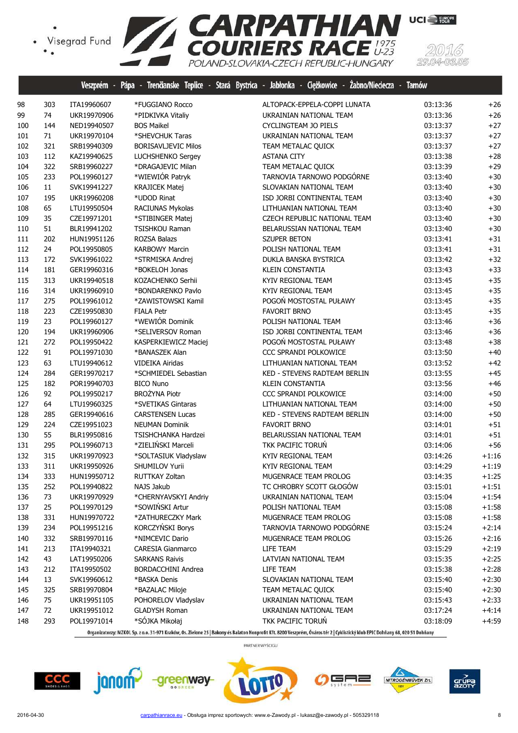Veszprém - Pápa - Trenčianske Teplice - Stará Bystrica - Jabłonka - Ciężkowice - Żabno/Nieciecza - Tarnów

| | | | | | | |
|---|---|---|---|---|---|---|
| 98 | 303 | ITA19960607 | *FUGGIANO Rocco | ALTOPACK-EPPELA-COPPI LUNATA | 03:13:36 | +26 |
| 99 | 74 | UKR19970906 | *PIDKIVKA Vitaliy | UKRAINIAN NATIONAL TEAM | 03:13:36 | +26 |
| 100 | 144 | NED19940507 | BOS Maikel | CYCLINGTEAM JO PIELS | 03:13:37 | +27 |
| 101 | 71 | UKR19970104 | *SHEVCHUK Taras | UKRAINIAN NATIONAL TEAM | 03:13:37 | +27 |
| 102 | 321 | SRB19940309 | BORISAVLJEVIC Milos | TEAM METALAC QUICK | 03:13:37 | +27 |
| 103 | 112 | KAZ19940625 | LUCHSHENKO Sergey | ASTANA CITY | 03:13:38 | +28 |
| 104 | 322 | SRB19960227 | *DRAGAJEVIC Milan | TEAM METALAC QUICK | 03:13:39 | +29 |
| 105 | 233 | POL19960127 | *WIEWIÓR Patryk | TARNOVIA TARNOWO PODGÓRNE | 03:13:40 | +30 |
| 106 | 11 | SVK19941227 | KRAJICEK Matej | SLOVAKIAN NATIONAL TEAM | 03:13:40 | +30 |
| 107 | 195 | UKR19960208 | *UDOD Rinat | ISD JORBI CONTINENTAL TEAM | 03:13:40 | +30 |
| 108 | 65 | LTU19950504 | RACIUNAS Mykolas | LITHUANIAN NATIONAL TEAM | 03:13:40 | +30 |
| 109 | 35 | CZE19971201 | *STIBINGER Matej | CZECH REPUBLIC NATIONAL TEAM | 03:13:40 | +30 |
| 110 | 51 | BLR19941202 | TSISHKOU Raman | BELARUSSIAN NATIONAL TEAM | 03:13:40 | +30 |
| 111 | 202 | HUN19951126 | ROZSA Balazs | SZUPER BETON | 03:13:41 | +31 |
| 112 | 24 | POL19950805 | KARBOWY Marcin | POLISH NATIONAL TEAM | 03:13:41 | +31 |
| 113 | 172 | SVK19961022 | *STRMISKA Andrej | DUKLA BANSKA BYSTRICA | 03:13:42 | +32 |
| 114 | 181 | GER19960316 | *BOKELOH Jonas | KLEIN CONSTANTIA | 03:13:43 | +33 |
| 115 | 313 | UKR19940518 | KOZACHENKO Serhii | KYIV REGIONAL TEAM | 03:13:45 | +35 |
| 116 | 314 | UKR19960910 | *BONDARENKO Pavlo | KYIV REGIONAL TEAM | 03:13:45 | +35 |
| 117 | 275 | POL19961012 | *ZAWISTOWSKI Kamil | POGOŃ MOSTOSTAL PUŁAWY | 03:13:45 | +35 |
| 118 | 223 | CZE19950830 | FIALA Petr | FAVORIT BRNO | 03:13:45 | +35 |
| 119 | 23 | POL19960127 | *WEWIÓR Dominik | POLISH NATIONAL TEAM | 03:13:46 | +36 |
| 120 | 194 | UKR19960906 | *SELIVERSOV Roman | ISD JORBI CONTINENTAL TEAM | 03:13:46 | +36 |
| 121 | 272 | POL19950422 | KASPERKIEWICZ Maciej | POGOŃ MOSTOSTAL PUŁAWY | 03:13:48 | +38 |
| 122 | 91 | POL19971030 | *BANASZEK Alan | CCC SPRANDI POLKOWICE | 03:13:50 | +40 |
| 123 | 63 | LTU19940612 | VIDEIKA Airidas | LITHUANIAN NATIONAL TEAM | 03:13:52 | +42 |
| 124 | 284 | GER19970217 | *SCHMIEDEL Sebastian | KED - STEVENS RADTEAM BERLIN | 03:13:55 | +45 |
| 125 | 182 | POR19940703 | BICO Nuno | KLEIN CONSTANTIA | 03:13:56 | +46 |
| 126 | 92 | POL19950217 | BROŻYNA Piotr | CCC SPRANDI POLKOWICE | 03:14:00 | +50 |
| 127 | 64 | LTU19960325 | *SVETIKAS Gintaras | LITHUANIAN NATIONAL TEAM | 03:14:00 | +50 |
| 128 | 285 | GER19940616 | CARSTENSEN Lucas | KED - STEVENS RADTEAM BERLIN | 03:14:00 | +50 |
| 129 | 224 | CZE19951023 | NEUMAN Dominik | FAVORIT BRNO | 03:14:01 | +51 |
| 130 | 55 | BLR19950816 | TSISHCHANKA Hardzei | BELARUSSIAN NATIONAL TEAM | 03:14:01 | +51 |
| 131 | 295 | POL19960713 | *ZIELIŃSKI Marceli | TKK PACIFIC TORUŃ | 03:14:06 | +56 |
| 132 | 315 | UKR19970923 | *SOLTASIUK Vladyslaw | KYIV REGIONAL TEAM | 03:14:26 | +1:16 |
| 133 | 311 | UKR19950926 | SHUMILOV Yurii | KYIV REGIONAL TEAM | 03:14:29 | +1:19 |
| 134 | 333 | HUN19950712 | RUTTKAY Zoltan | MUGENRACE TEAM PROLOG | 03:14:35 | +1:25 |
| 135 | 252 | POL19940822 | NAJS Jakub | TC CHROBRY SCOTT GŁOGÓW | 03:15:01 | +1:51 |
| 136 | 73 | UKR19970929 | *CHERNYAVSKYI Andriy | UKRAINIAN NATIONAL TEAM | 03:15:04 | +1:54 |
| 137 | 25 | POL19970129 | *SOWIŃSKI Artur | POLISH NATIONAL TEAM | 03:15:08 | +1:58 |
| 138 | 331 | HUN19970722 | *ZATHURECZKY Mark | MUGENRACE TEAM PROLOG | 03:15:08 | +1:58 |
| 139 | 234 | POL19951216 | KORCZYŃSKI Borys | TARNOVIA TARNOWO PODGÓRNE | 03:15:24 | +2:14 |
| 140 | 332 | SRB19970116 | *NIMCEVIC Dario | MUGENRACE TEAM PROLOG | 03:15:26 | +2:16 |
| 141 | 213 | ITA19940321 | CARESIA Gianmarco | LIFE TEAM | 03:15:29 | +2:19 |
| 142 | 43 | LAT19950206 | SARKANS Raivis | LATVIAN NATIONAL TEAM | 03:15:35 | +2:25 |
| 143 | 212 | ITA19950502 | BORDACCHINI Andrea | LIFE TEAM | 03:15:38 | +2:28 |
| 144 | 13 | SVK19960612 | *BASKA Denis | SLOVAKIAN NATIONAL TEAM | 03:15:40 | +2:30 |
| 145 | 325 | SRB19970804 | *BAZALAC Miloje | TEAM METALAC QUICK | 03:15:40 | +2:30 |
| 146 | 75 | UKR19951105 | POHORELOV Vladyslav | UKRAINIAN NATIONAL TEAM | 03:15:43 | +2:33 |
| 147 | 72 | UKR19951012 | GLADYSH Roman | UKRAINIAN NATIONAL TEAM | 03:17:24 | +4:14 |
| 148 | 293 | POL19971014 | *SÓJKA Mikołaj | TKK PACIFIC TORUŃ | 03:18:09 | +4:59 |

Organizatorzy: MZKOL Sp. z o.o. 31-971 Kraków, Os. Zielone 25 | Bakony és Balaton Nonprofit Kft. 8200 Veszprém, Óváros tér 2 | Cyklistický klub EPIC Dohňany 68, 020 51 Dohňany

PARTNER WYSCIGU

2016-04-30

carpathianrace.eu - Obsługa imprez sportowych: www.e-Zawody.pl - lukasz@e-zawody.pl - 505329118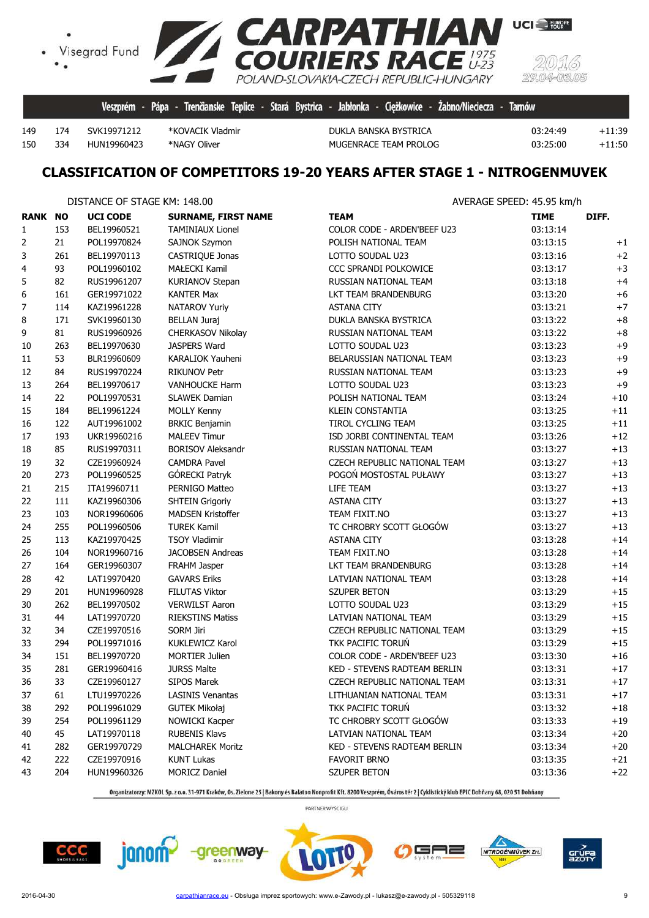| | | | | | | |
|---|---|---|---|---|---|---|
| 149 | 174 | SVK19971212 | *KOVACIK Vladmir | DUKLA BANSKA BYSTRICA | 03:24:49 | +11:39 |
| 150 | 334 | HUN19960423 | *NAGY Oliver | MUGENRACE TEAM PROLOG | 03:25:00 | +11:50 |

## CLASSIFICATION OF COMPETITORS 19-20 YEARS AFTER STAGE 1 - NITROGENMUVEK

DISTANCE OF STAGE KM: 148.00

AVERAGE SPEED: 45.95 km/h

| RANK | NO | UCI CODE | SURNAME, FIRST NAME | TEAM | TIME | DIFF. |
|---|---|---|---|---|---|---|
| 1 | 153 | BEL19960521 | TAMINIAUX Lionel | COLOR CODE - ARDEN'BEEF U23 | 03:13:14 | |
| 2 | 21 | POL19970824 | SAJNOK Szymon | POLISH NATIONAL TEAM | 03:13:15 | +1 |
| 3 | 261 | BEL19970113 | CASTRIQUE Jonas | LOTTO SOUDAL U23 | 03:13:16 | +2 |
| 4 | 93 | POL19960102 | MAŁECKI Kamil | CCC SPRANDI POLKOWICE | 03:13:17 | +3 |
| 5 | 82 | RUS19961207 | KURIANOV Stepan | RUSSIAN NATIONAL TEAM | 03:13:18 | +4 |
| 6 | 161 | GER19971022 | KANTER Max | LKT TEAM BRANDENBURG | 03:13:20 | +6 |
| 7 | 114 | KAZ19961228 | NATAROV Yuriy | ASTANA CITY | 03:13:21 | +7 |
| 8 | 171 | SVK19960130 | BELLAN Juraj | DUKLA BANSKA BYSTRICA | 03:13:22 | +8 |
| 9 | 81 | RUS19960926 | CHERKASOV Nikolay | RUSSIAN NATIONAL TEAM | 03:13:22 | +8 |
| 10 | 263 | BEL19970630 | JASPERS Ward | LOTTO SOUDAL U23 | 03:13:23 | +9 |
| 11 | 53 | BLR19960609 | KARALIOK Yauheni | BELARUSSIAN NATIONAL TEAM | 03:13:23 | +9 |
| 12 | 84 | RUS19970224 | RIKUNOV Petr | RUSSIAN NATIONAL TEAM | 03:13:23 | +9 |
| 13 | 264 | BEL19970617 | VANHOUCKE Harm | LOTTO SOUDAL U23 | 03:13:23 | +9 |
| 14 | 22 | POL19970531 | SLAWEK Damian | POLISH NATIONAL TEAM | 03:13:24 | +10 |
| 15 | 184 | BEL19961224 | MOLLY Kenny | KLEIN CONSTANTIA | 03:13:25 | +11 |
| 16 | 122 | AUT19961002 | BRKIC Benjamin | TIROL CYCLING TEAM | 03:13:25 | +11 |
| 17 | 193 | UKR19960216 | MALEEV Timur | ISD JORBI CONTINENTAL TEAM | 03:13:26 | +12 |
| 18 | 85 | RUS19970311 | BORISOV Aleksandr | RUSSIAN NATIONAL TEAM | 03:13:27 | +13 |
| 19 | 32 | CZE19960924 | CAMDRA Pavel | CZECH REPUBLIC NATIONAL TEAM | 03:13:27 | +13 |
| 20 | 273 | POL19960525 | GÓRECKI Patryk | POGOŃ MOSTOSTAL PUŁAWY | 03:13:27 | +13 |
| 21 | 215 | ITA19960711 | PERNIGO Matteo | LIFE TEAM | 03:13:27 | +13 |
| 22 | 111 | KAZ19960306 | SHTEIN Grigoriy | ASTANA CITY | 03:13:27 | +13 |
| 23 | 103 | NOR19960606 | MADSEN Kristoffer | TEAM FIXIT.NO | 03:13:27 | +13 |
| 24 | 255 | POL19960506 | TUREK Kamil | TC CHROBRY SCOTT GŁOGÓW | 03:13:27 | +13 |
| 25 | 113 | KAZ19970425 | TSOY Vladimir | ASTANA CITY | 03:13:28 | +14 |
| 26 | 104 | NOR19960716 | JACOBSEN Andreas | TEAM FIXIT.NO | 03:13:28 | +14 |
| 27 | 164 | GER19960307 | FRAHM Jasper | LKT TEAM BRANDENBURG | 03:13:28 | +14 |
| 28 | 42 | LAT19970420 | GAVARS Eriks | LATVIAN NATIONAL TEAM | 03:13:28 | +14 |
| 29 | 201 | HUN19960928 | FILUTAS Viktor | SZUPER BETON | 03:13:29 | +15 |
| 30 | 262 | BEL19970502 | VERWILST Aaron | LOTTO SOUDAL U23 | 03:13:29 | +15 |
| 31 | 44 | LAT19970720 | RIEKSTINS Matiss | LATVIAN NATIONAL TEAM | 03:13:29 | +15 |
| 32 | 34 | CZE19970516 | SORM Jiri | CZECH REPUBLIC NATIONAL TEAM | 03:13:29 | +15 |
| 33 | 294 | POL19971016 | KUKLEWICZ Karol | TKK PACIFIC TORUŃ | 03:13:29 | +15 |
| 34 | 151 | BEL19970720 | MORTIER Julien | COLOR CODE - ARDEN'BEEF U23 | 03:13:30 | +16 |
| 35 | 281 | GER19960416 | JURSS Malte | KED - STEVENS RADTEAM BERLIN | 03:13:31 | +17 |
| 36 | 33 | CZE19960127 | SIPOS Marek | CZECH REPUBLIC NATIONAL TEAM | 03:13:31 | +17 |
| 37 | 61 | LTU19970226 | LASINIS Venantas | LITHUANIAN NATIONAL TEAM | 03:13:31 | +17 |
| 38 | 292 | POL19961029 | GUTEK Mikołaj | TKK PACIFIC TORUŃ | 03:13:32 | +18 |
| 39 | 254 | POL19961129 | NOWICKI Kacper | TC CHROBRY SCOTT GŁOGÓW | 03:13:33 | +19 |
| 40 | 45 | LAT19970118 | RUBENIS Klavs | LATVIAN NATIONAL TEAM | 03:13:34 | +20 |
| 41 | 282 | GER19970729 | MALCHAREK Moritz | KED - STEVENS RADTEAM BERLIN | 03:13:34 | +20 |
| 42 | 222 | CZE19970916 | KUNT Lukas | FAVORIT BRNO | 03:13:35 | +21 |
| 43 | 204 | HUN19960326 | MORICZ Daniel | SZUPER BETON | 03:13:36 | +22 |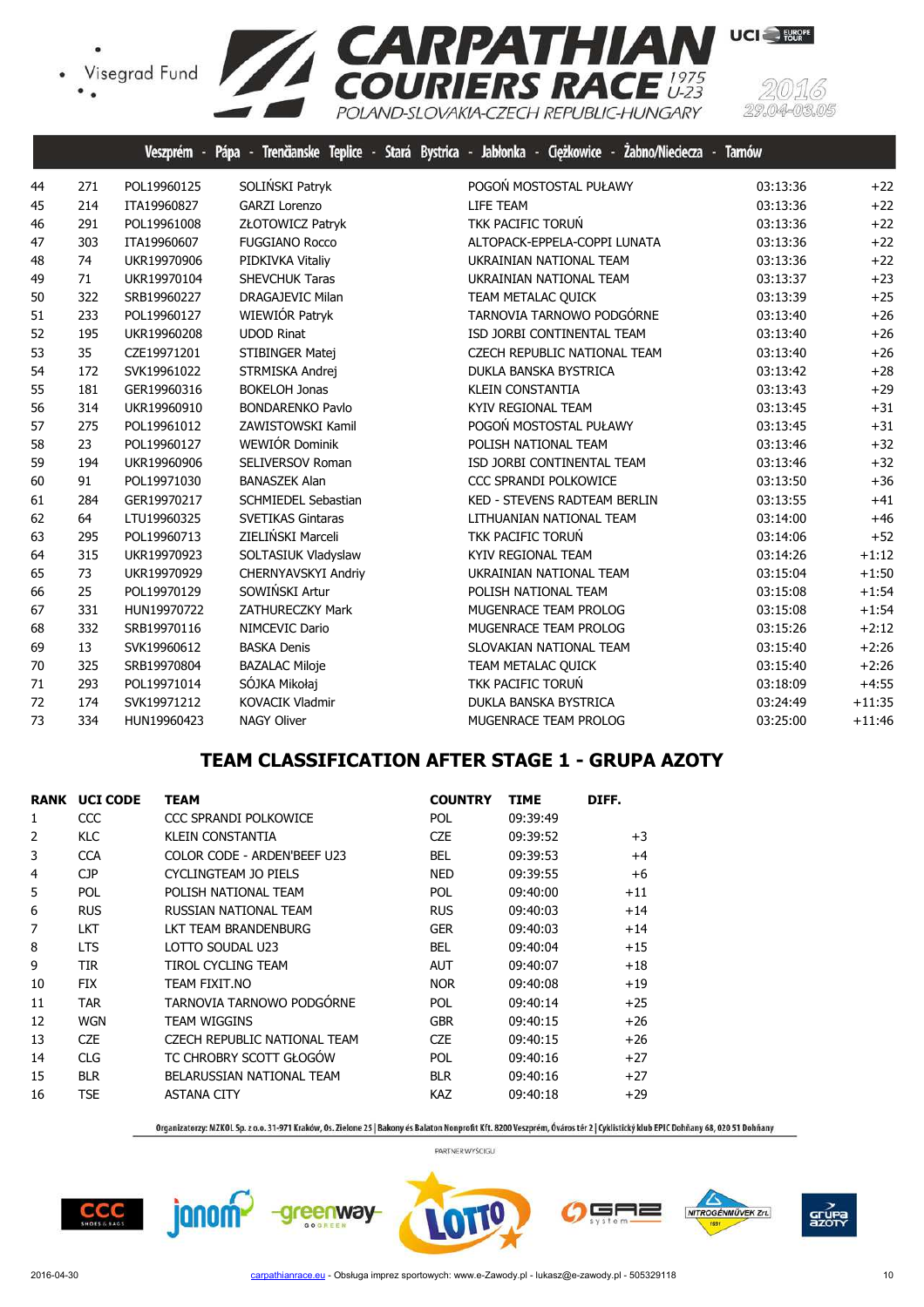| | | | | | | |
|---|---|---|---|---|---|---|
| 44 | 271 | POL19960125 | SOLIŃSKI Patryk | POGOŃ MOSTOSTAL PUŁAWY | 03:13:36 | +22 |
| 45 | 214 | ITA19960827 | GARZI Lorenzo | LIFE TEAM | 03:13:36 | +22 |
| 46 | 291 | POL19961008 | ZŁOTOWICZ Patryk | TKK PACIFIC TORUŃ | 03:13:36 | +22 |
| 47 | 303 | ITA19960607 | FUGGIANO Rocco | ALTOPACK-EPPELA-COPPI LUNATA | 03:13:36 | +22 |
| 48 | 74 | UKR19970906 | PIDKIVKA Vitaliy | UKRAINIAN NATIONAL TEAM | 03:13:36 | +22 |
| 49 | 71 | UKR19970104 | SHEVCHUK Taras | UKRAINIAN NATIONAL TEAM | 03:13:37 | +23 |
| 50 | 322 | SRB19960227 | DRAGAJEVIC Milan | TEAM METALAC QUICK | 03:13:39 | +25 |
| 51 | 233 | POL19960127 | WIEWIÓR Patryk | TARNOVIA TARNOWO PODGÓRNE | 03:13:40 | +26 |
| 52 | 195 | UKR19960208 | UDOD Rinat | ISD JORBI CONTINENTAL TEAM | 03:13:40 | +26 |
| 53 | 35 | CZE19971201 | STIBINGER Matej | CZECH REPUBLIC NATIONAL TEAM | 03:13:40 | +26 |
| 54 | 172 | SVK19961022 | STRMISKA Andrej | DUKLA BANSKA BYSTRICA | 03:13:42 | +28 |
| 55 | 181 | GER19960316 | BOKELOH Jonas | KLEIN CONSTANTIA | 03:13:43 | +29 |
| 56 | 314 | UKR19960910 | BONDARENKO Pavlo | KYIV REGIONAL TEAM | 03:13:45 | +31 |
| 57 | 275 | POL19961012 | ZAWISTOWSKI Kamil | POGOŃ MOSTOSTAL PUŁAWY | 03:13:45 | +31 |
| 58 | 23 | POL19960127 | WEWIÓR Dominik | POLISH NATIONAL TEAM | 03:13:46 | +32 |
| 59 | 194 | UKR19960906 | SELIVERSOV Roman | ISD JORBI CONTINENTAL TEAM | 03:13:46 | +32 |
| 60 | 91 | POL19971030 | BANASZEK Alan | CCC SPRANDI POLKOWICE | 03:13:50 | +36 |
| 61 | 284 | GER19970217 | SCHMIEDEL Sebastian | KED - STEVENS RADTEAM BERLIN | 03:13:55 | +41 |
| 62 | 64 | LTU19960325 | SVETIKAS Gintaras | LITHUANIAN NATIONAL TEAM | 03:14:00 | +46 |
| 63 | 295 | POL19960713 | ZIELIŃSKI Marceli | TKK PACIFIC TORUŃ | 03:14:06 | +52 |
| 64 | 315 | UKR19970923 | SOLTASIUK Vladyslaw | KYIV REGIONAL TEAM | 03:14:26 | +1:12 |
| 65 | 73 | UKR19970929 | CHERNYAVSKYI Andriy | UKRAINIAN NATIONAL TEAM | 03:15:04 | +1:50 |
| 66 | 25 | POL19970129 | SOWIŃSKI Artur | POLISH NATIONAL TEAM | 03:15:08 | +1:54 |
| 67 | 331 | HUN19970722 | ZATHURECZKY Mark | MUGENRACE TEAM PROLOG | 03:15:08 | +1:54 |
| 68 | 332 | SRB19970116 | NIMCEVIC Dario | MUGENRACE TEAM PROLOG | 03:15:26 | +2:12 |
| 69 | 13 | SVK19960612 | BASKA Denis | SLOVAKIAN NATIONAL TEAM | 03:15:40 | +2:26 |
| 70 | 325 | SRB19970804 | BAZALAC Miloje | TEAM METALAC QUICK | 03:15:40 | +2:26 |
| 71 | 293 | POL19971014 | SÓJKA Mikołaj | TKK PACIFIC TORUŃ | 03:18:09 | +4:55 |
| 72 | 174 | SVK19971212 | KOVACIK Vladmir | DUKLA BANSKA BYSTRICA | 03:24:49 | +11:35 |
| 73 | 334 | HUN19960423 | NAGY Oliver | MUGENRACE TEAM PROLOG | 03:25:00 | +11:46 |

## TEAM CLASSIFICATION AFTER STAGE 1 - GRUPA AZOTY

| RANK | UCI CODE | TEAM | COUNTRY | TIME | DIFF. |
|---|---|---|---|---|---|
| 1 | CCC | CCC SPRANDI POLKOWICE | POL | 09:39:49 | |
| 2 | KLC | KLEIN CONSTANTIA | CZE | 09:39:52 | +3 |
| 3 | CCA | COLOR CODE - ARDEN'BEEF U23 | BEL | 09:39:53 | +4 |
| 4 | CJP | CYCLINGTEAM JO PIELS | NED | 09:39:55 | +6 |
| 5 | POL | POLISH NATIONAL TEAM | POL | 09:40:00 | +11 |
| 6 | RUS | RUSSIAN NATIONAL TEAM | RUS | 09:40:03 | +14 |
| 7 | LKT | LKT TEAM BRANDENBURG | GER | 09:40:03 | +14 |
| 8 | LTS | LOTTO SOUDAL U23 | BEL | 09:40:04 | +15 |
| 9 | TIR | TIROL CYCLING TEAM | AUT | 09:40:07 | +18 |
| 10 | FIX | TEAM FIXIT.NO | NOR | 09:40:08 | +19 |
| 11 | TAR | TARNOVIA TARNOWO PODGÓRNE | POL | 09:40:14 | +25 |
| 12 | WGN | TEAM WIGGINS | GBR | 09:40:15 | +26 |
| 13 | CZE | CZECH REPUBLIC NATIONAL TEAM | CZE | 09:40:15 | +26 |
| 14 | CLG | TC CHROBRY SCOTT GŁOGÓW | POL | 09:40:16 | +27 |
| 15 | BLR | BELARUSSIAN NATIONAL TEAM | BLR | 09:40:16 | +27 |
| 16 | TSE | ASTANA CITY | KAZ | 09:40:18 | +29 |

Organizatorzy: MZKOL Sp. z o.o. 31-971 Kraków, Os. Zielone 25 | Bakony és Balaton Nonprofit Kft. 8200 Veszprém, Óváros tér 2 | Cyklistický klub EPIC Dohňany 68, 020 51 Dohňany

PARTNER WYŚCIGU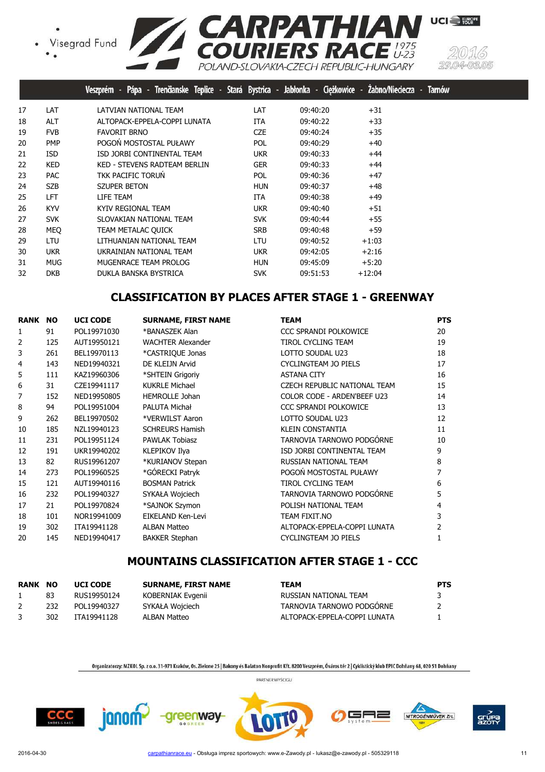| | | | | | |
|---|---|---|---|---|---|
| 17 | LAT | LATVIAN NATIONAL TEAM | LAT | 09:40:20 | +31 |
| 18 | ALT | ALTOPACK-EPPELA-COPPI LUNATA | ITA | 09:40:22 | +33 |
| 19 | FVB | FAVORIT BRNO | CZE | 09:40:24 | +35 |
| 20 | PMP | POGOŃ MOSTOSTAL PUŁAWY | POL | 09:40:29 | +40 |
| 21 | ISD | ISD JORBI CONTINENTAL TEAM | UKR | 09:40:33 | +44 |
| 22 | KED | KED - STEVENS RADTEAM BERLIN | GER | 09:40:33 | +44 |
| 23 | PAC | TKK PACIFIC TORUŃ | POL | 09:40:36 | +47 |
| 24 | SZB | SZUPER BETON | HUN | 09:40:37 | +48 |
| 25 | LFT | LIFE TEAM | ITA | 09:40:38 | +49 |
| 26 | KYV | KYIV REGIONAL TEAM | UKR | 09:40:40 | +51 |
| 27 | SVK | SLOVAKIAN NATIONAL TEAM | SVK | 09:40:44 | +55 |
| 28 | MEQ | TEAM METALAC QUICK | SRB | 09:40:48 | +59 |
| 29 | LTU | LITHUANIAN NATIONAL TEAM | LTU | 09:40:52 | +1:03 |
| 30 | UKR | UKRAINIAN NATIONAL TEAM | UKR | 09:42:05 | +2:16 |
| 31 | MUG | MUGENRACE TEAM PROLOG | HUN | 09:45:09 | +5:20 |
| 32 | DKB | DUKLA BANSKA BYSTRICA | SVK | 09:51:53 | +12:04 |

## CLASSIFICATION BY PLACES AFTER STAGE 1 - GREENWAY

| RANK | NO | UCI CODE | SURNAME, FIRST NAME | TEAM | PTS |
|---|---|---|---|---|---|
| 1 | 91 | POL19971030 | *BANASZEK Alan | CCC SPRANDI POLKOWICE | 20 |
| 2 | 125 | AUT19950121 | WACHTER Alexander | TIROL CYCLING TEAM | 19 |
| 3 | 261 | BEL19970113 | *CASTRIQUE Jonas | LOTTO SOUDAL U23 | 18 |
| 4 | 143 | NED19940321 | DE KLEIJN Arvid | CYCLINGTEAM JO PIELS | 17 |
| 5 | 111 | KAZ19960306 | *SHTEIN Grigoriy | ASTANA CITY | 16 |
| 6 | 31 | CZE19941117 | KUKRLE Michael | CZECH REPUBLIC NATIONAL TEAM | 15 |
| 7 | 152 | NED19950805 | HEMROLLE Johan | COLOR CODE - ARDEN'BEEF U23 | 14 |
| 8 | 94 | POL19951004 | PALUTA Michał | CCC SPRANDI POLKOWICE | 13 |
| 9 | 262 | BEL19970502 | *VERWILST Aaron | LOTTO SOUDAL U23 | 12 |
| 10 | 185 | NZL19940123 | SCHREURS Hamish | KLEIN CONSTANTIA | 11 |
| 11 | 231 | POL19951124 | PAWLAK Tobiasz | TARNOVIA TARNOWO PODGÓRNE | 10 |
| 12 | 191 | UKR19940202 | KLEPIKOV Ilya | ISD JORBI CONTINENTAL TEAM | 9 |
| 13 | 82 | RUS19961207 | *KURIANOV Stepan | RUSSIAN NATIONAL TEAM | 8 |
| 14 | 273 | POL19960525 | *GÓRECKI Patryk | POGOŃ MOSTOSTAL PUŁAWY | 7 |
| 15 | 121 | AUT19940116 | BOSMAN Patrick | TIROL CYCLING TEAM | 6 |
| 16 | 232 | POL19940327 | SYKAŁA Wojciech | TARNOVIA TARNOWO PODGÓRNE | 5 |
| 17 | 21 | POL19970824 | *SAJNOK Szymon | POLISH NATIONAL TEAM | 4 |
| 18 | 101 | NOR19941009 | EIKELAND Ken-Levi | TEAM FIXIT.NO | 3 |
| 19 | 302 | ITA19941128 | ALBAN Matteo | ALTOPACK-EPPELA-COPPI LUNATA | 2 |
| 20 | 145 | NED19940417 | BAKKER Stephan | CYCLINGTEAM JO PIELS | 1 |

## MOUNTAINS CLASSIFICATION AFTER STAGE 1 - CCC

| RANK | NO | UCI CODE | SURNAME, FIRST NAME | TEAM | PTS |
|---|---|---|---|---|---|
| 1 | 83 | RUS19950124 | KOBERNIAK Evgenii | RUSSIAN NATIONAL TEAM | 3 |
| 2 | 232 | POL19940327 | SYKAŁA Wojciech | TARNOVIA TARNOWO PODGÓRNE | 2 |
| 3 | 302 | ITA19941128 | ALBAN Matteo | ALTOPACK-EPPELA-COPPI LUNATA | 1 |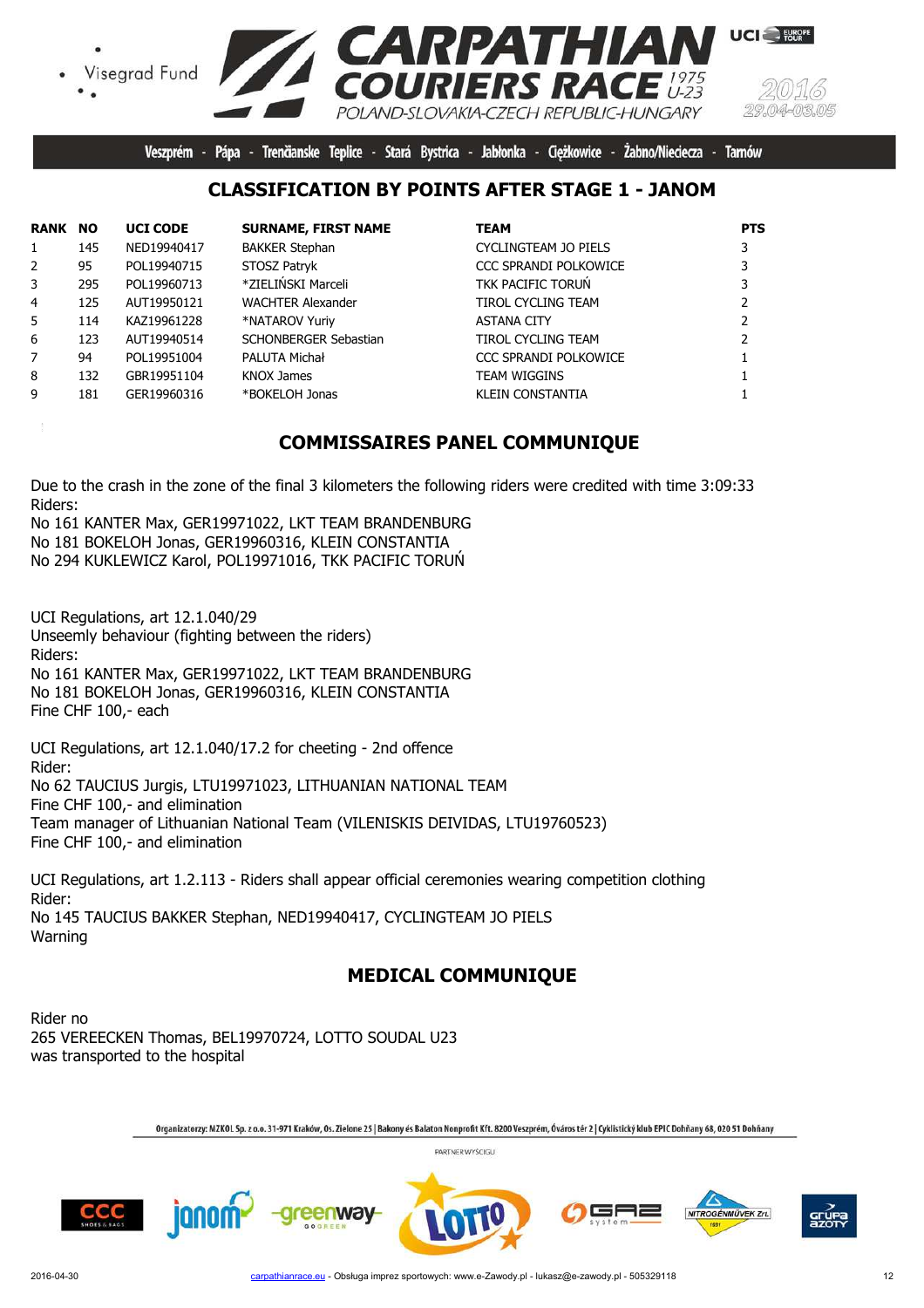Visegrad Fund

# CARPATHIAN COURIERS RACE 1975 U-23

POLAND-SLOVAKIA-CZECH REPUBLIC-HUNGARY

2016 29.04-03.05

Veszprém - Pápa - Trenčianske Teplice - Stará Bystrica - Jabłonka - Ciężkowice - Żabno/Nieciecza - Tarnów

## CLASSIFICATION BY POINTS AFTER STAGE 1 - JANOM

| RANK | NO | UCI CODE | SURNAME, FIRST NAME | TEAM | PTS |
|---|---|---|---|---|---|
| 1 | 145 | NED19940417 | BAKKER Stephan | CYCLINGTEAM JO PIELS | 3 |
| 2 | 95 | POL19940715 | STOSZ Patryk | CCC SPRANDI POLKOWICE | 3 |
| 3 | 295 | POL19960713 | *ZIELIŃSKI Marceli | TKK PACIFIC TORUŃ | 3 |
| 4 | 125 | AUT19950121 | WACHTER Alexander | TIROL CYCLING TEAM | 2 |
| 5 | 114 | KAZ19961228 | *NATAROV Yuriy | ASTANA CITY | 2 |
| 6 | 123 | AUT19940514 | SCHONBERGER Sebastian | TIROL CYCLING TEAM | 2 |
| 7 | 94 | POL19951004 | PALUTA Michał | CCC SPRANDI POLKOWICE | 1 |
| 8 | 132 | GBR19951104 | KNOX James | TEAM WIGGINS | 1 |
| 9 | 181 | GER19960316 | *BOKELOH Jonas | KLEIN CONSTANTIA | 1 |

## COMMISSAIRES PANEL COMMUNIQUE

Due to the crash in the zone of the final 3 kilometers the following riders were credited with time 3:09:33
Riders:
No 161 KANTER Max, GER19971022, LKT TEAM BRANDENBURG
No 181 BOKELOH Jonas, GER19960316, KLEIN CONSTANTIA
No 294 KUKLEWICZ Karol, POL19971016, TKK PACIFIC TORUŃ

UCI Regulations, art 12.1.040/29
Unseemly behaviour (fighting between the riders)
Riders:
No 161 KANTER Max, GER19971022, LKT TEAM BRANDENBURG
No 181 BOKELOH Jonas, GER19960316, KLEIN CONSTANTIA
Fine CHF 100,- each

UCI Regulations, art 12.1.040/17.2 for cheeting - 2nd offence
Rider:
No 62 TAUCIUS Jurgis, LTU19971023, LITHUANIAN NATIONAL TEAM
Fine CHF 100,- and elimination
Team manager of Lithuanian National Team (VILENISKIS DEIVIDAS, LTU19760523)
Fine CHF 100,- and elimination

UCI Regulations, art 1.2.113 - Riders shall appear official ceremonies wearing competition clothing
Rider:
No 145 TAUCIUS BAKKER Stephan, NED19940417, CYCLINGTEAM JO PIELS
Warning

## MEDICAL COMMUNIQUE

Rider no
265 VEREECKEN Thomas, BEL19970724, LOTTO SOUDAL U23
was transported to the hospital

Organizatorzy: MZKOL Sp. z o.o. 31-971 Kraków, Os. Zielone 25 | Bakony és Balaton Nonprofit Kft. 8200 Veszprém, Óváros tér 2 | Cyklistický klub EPIC Dohňany 68, 020 51 Dohňany

PARTNER WYSCIGU

2016-04-30 carpathianrace.eu - Obsługa imprez sportowych: www.e-Zawody.pl - lukasz@e-zawody.pl - 505329118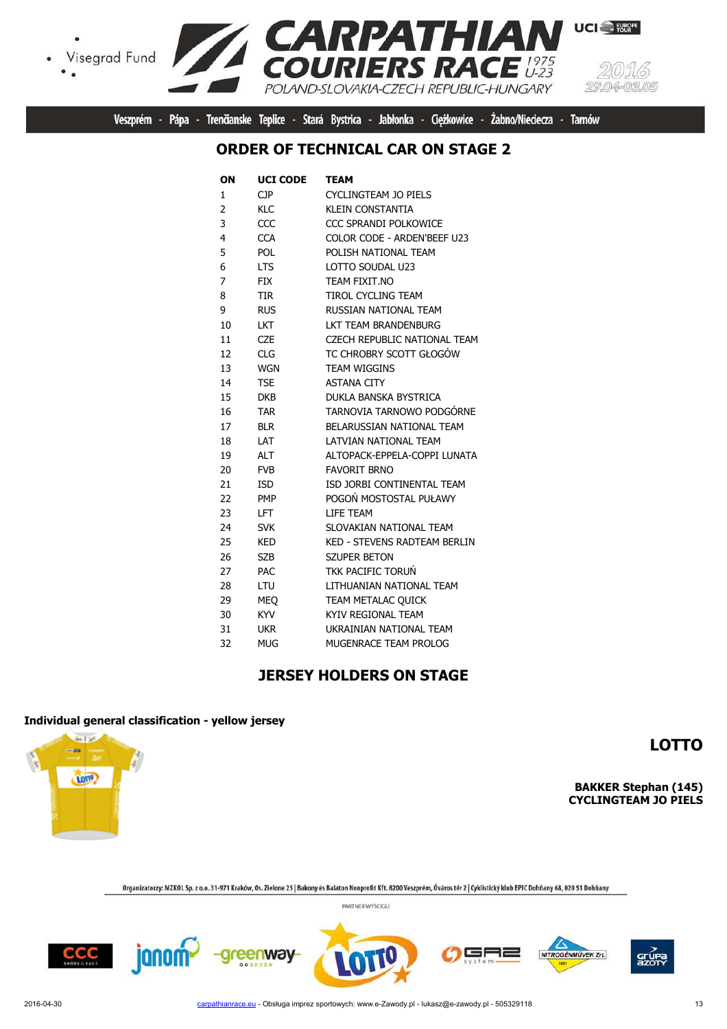## ORDER OF TECHNICAL CAR ON STAGE 2

| ON | UCI CODE | TEAM |
|---|---|---|
| 1 | CJP | CYCLINGTEAM JO PIELS |
| 2 | KLC | KLEIN CONSTANTIA |
| 3 | CCC | CCC SPRANDI POLKOWICE |
| 4 | CCA | COLOR CODE - ARDEN'BEEF U23 |
| 5 | POL | POLISH NATIONAL TEAM |
| 6 | LTS | LOTTO SOUDAL U23 |
| 7 | FIX | TEAM FIXIT.NO |
| 8 | TIR | TIROL CYCLING TEAM |
| 9 | RUS | RUSSIAN NATIONAL TEAM |
| 10 | LKT | LKT TEAM BRANDENBURG |
| 11 | CZE | CZECH REPUBLIC NATIONAL TEAM |
| 12 | CLG | TC CHROBRY SCOTT GŁOGÓW |
| 13 | WGN | TEAM WIGGINS |
| 14 | TSE | ASTANA CITY |
| 15 | DKB | DUKLA BANSKA BYSTRICA |
| 16 | TAR | TARNOVIA TARNOWO PODGÓRNE |
| 17 | BLR | BELARUSSIAN NATIONAL TEAM |
| 18 | LAT | LATVIAN NATIONAL TEAM |
| 19 | ALT | ALTOPACK-EPPELA-COPPI LUNATA |
| 20 | FVB | FAVORIT BRNO |
| 21 | ISD | ISD JORBI CONTINENTAL TEAM |
| 22 | PMP | POGOŃ MOSTOSTAL PUŁAWY |
| 23 | LFT | LIFE TEAM |
| 24 | SVK | SLOVAKIAN NATIONAL TEAM |
| 25 | KED | KED - STEVENS RADTEAM BERLIN |
| 26 | SZB | SZUPER BETON |
| 27 | PAC | TKK PACIFIC TORUŃ |
| 28 | LTU | LITHUANIAN NATIONAL TEAM |
| 29 | MEQ | TEAM METALAC QUICK |
| 30 | KYV | KYIV REGIONAL TEAM |
| 31 | UKR | UKRAINIAN NATIONAL TEAM |
| 32 | MUG | MUGENRACE TEAM PROLOG |

## JERSEY HOLDERS ON STAGE

**Individual general classification - yellow jersey**

**LOTTO**

**BAKKER Stephan (145)**
**CYCLINGTEAM JO PIELS**

Organizatorzy: MZKOL Sp. z o.o. 31-971 Kraków, Os. Zielone 25 | Bakony és Balaton Nonprofit Kft. 8200 Veszprém, Óváros tér 2 | Cyklistický klub EPIC Dohňany 68, 020 51 Dohňany

PARTNER WYŚCIGU

2016-04-30 carpathianrace.eu - Obsługa imprez sportowych: www.e-Zawody.pl - lukasz@e-zawody.pl - 505329118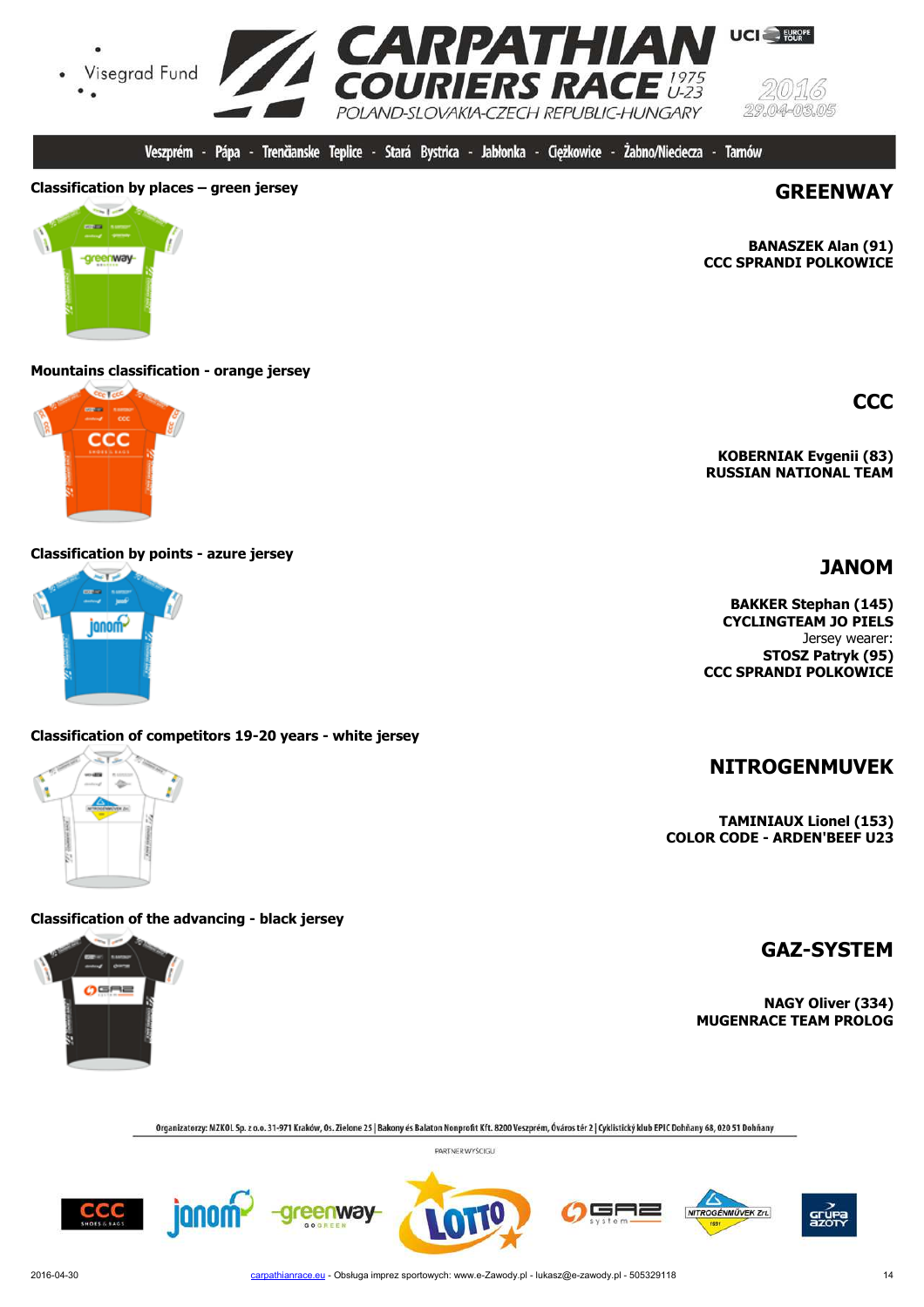**Classification by places – green jersey**

## GREENWAY

**BANASZEK Alan (91)**
**CCC SPRANDI POLKOWICE**

**Mountains classification - orange jersey**

## CCC

**KOBERNIAK Evgenii (83)**
**RUSSIAN NATIONAL TEAM**

**Classification by points - azure jersey**

## JANOM

**BAKKER Stephan (145)**
**CYCLINGTEAM JO PIELS**
Jersey wearer:
**STOSZ Patryk (95)**
**CCC SPRANDI POLKOWICE**

**Classification of competitors 19-20 years - white jersey**

## NITROGENMUVEK

**TAMINIAUX Lionel (153)**
**COLOR CODE - ARDEN'BEEF U23**

**Classification of the advancing - black jersey**

## GAZ-SYSTEM

**NAGY Oliver (334)**
**MUGENRACE TEAM PROLOG**

Organizatorzy: MZKOL Sp. z o.o. 31-971 Kraków, Os. Zielone 25 | Bakony és Balaton Nonprofit Kft. 8200 Veszprém, Óváros tér 2 | Cyklistický klub EPIC Dohňany 68, 020 51 Dohňany

PARTNER WYŚCIGU